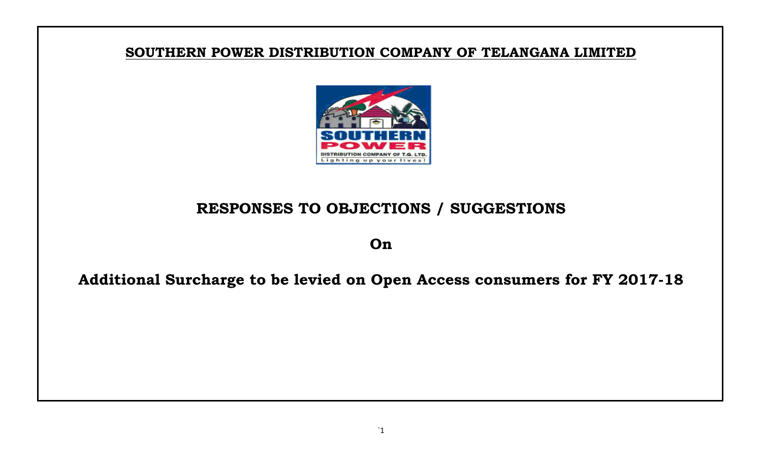## SOUTHERN POWER DISTRIBUTION COMPANY OF TELANGANA LIMITED

# RESPONSES TO OBJECTIONS / SUGGESTIONS

# On

# Additional Surcharge to be levied on Open Access consumers for FY 2017-18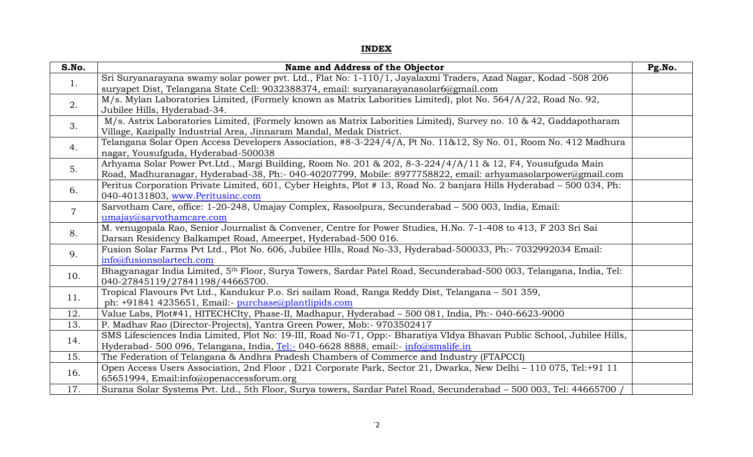**INDEX**

| S.No. | Name and Address of the Objector | Pg.No. |
|---|---|---|
| 1. | Sri Suryanarayana swamy solar power pvt. Ltd., Flat No: 1-110/1, Jayalaxmi Traders, Azad Nagar, Kodad -508 206 suryapet Dist, Telangana State Cell: 9032388374, email: suryanarayanasolar6@gmail.com | |
| 2. | M/s. Mylan Laboratories Limited, (Formely known as Matrix Laborities Limited), plot No. 564/A/22, Road No. 92, Jubilee Hills, Hyderabad-34. | |
| 3. | M/s. Astrix Laboratories Limited, (Formely known as Matrix Laborities Limited), Survey no. 10 & 42, Gaddapotharam Village, Kazipally Industrial Area, Jinnaram Mandal, Medak District. | |
| 4. | Telangana Solar Open Access Developers Association, #8-3-224/4/A, Pt No. 11&12, Sy No. 01, Room No. 412 Madhura nagar, Yousufguda, Hyderabad-500038 | |
| 5. | Arhyama Solar Power Pvt.Ltd., Margi Building, Room No. 201 & 202, 8-3-224/4/A/11 & 12, F4, Yousufguda Main Road, Madhuranagar, Hyderabad-38, Ph:- 040-40207799, Mobile: 8977758822, email: arhyamasolarpower@gmail.com | |
| 6. | Peritus Corporation Private Limited, 601, Cyber Heights, Plot # 13, Road No. 2 banjara Hills Hyderabad – 500 034, Ph: 040-40131803, www.Peritusinc.com | |
| 7 | Sarvotham Care, office: 1-20-248, Umajay Complex, Rasoolpura, Secunderabad – 500 003, India, Email: umajay@sarvothamcare.com | |
| 8. | M. venugopala Rao, Senior Journalist & Convener, Centre for Power Studies, H.No. 7-1-408 to 413, F 203 Sri Sai Darsan Residency Balkampet Road, Ameerpet, Hyderabad-500 016. | |
| 9. | Fusion Solar Farms Pvt Ltd., Plot No. 606, Jubilee Hlls, Road No-33, Hyderabad-500033, Ph:- 7032992034 Email: info@fusionsolartech.com | |
| 10. | Bhagyanagar India Limited, 5th Floor, Surya Towers, Sardar Patel Road, Secunderabad-500 003, Telangana, India, Tel: 040-27845119/27841198/44665700. | |
| 11. | Tropical Flavours Pvt Ltd., Kandukur P.o. Sri sailam Road, Ranga Reddy Dist, Telangana – 501 359, ph: +91841 4235651, Email:- purchase@plantlipids.com | |
| 12. | Value Labs, Plot#41, HITECHCIty, Phase-II, Madhapur, Hyderabad – 500 081, India, Ph:- 040-6623-9000 | |
| 13. | P. Madhav Rao (Director-Projects), Yantra Green Power, Mob:- 9703502417 | |
| 14. | SMS Lifesciences India Limited, Plot No: 19-III, Road No-71, Opp:- Bharatiya VIdya Bhavan Public School, Jubilee Hills, Hyderabad- 500 096, Telangana, India, Tel:- 040-6628 8888, email:- info@smslife.in | |
| 15. | The Federation of Telangana & Andhra Pradesh Chambers of Commerce and Industry (FTAPCCI) | |
| 16. | Open Access Users Association, 2nd Floor , D21 Corporate Park, Sector 21, Dwarka, New Delhi – 110 075, Tel:+91 11 65651994, Email:info@openaccessforum.org | |
| 17. | Surana Solar Systems Pvt. Ltd., 5th Floor, Surya towers, Sardar Patel Road, Secunderabad – 500 003, Tel: 44665700 / | |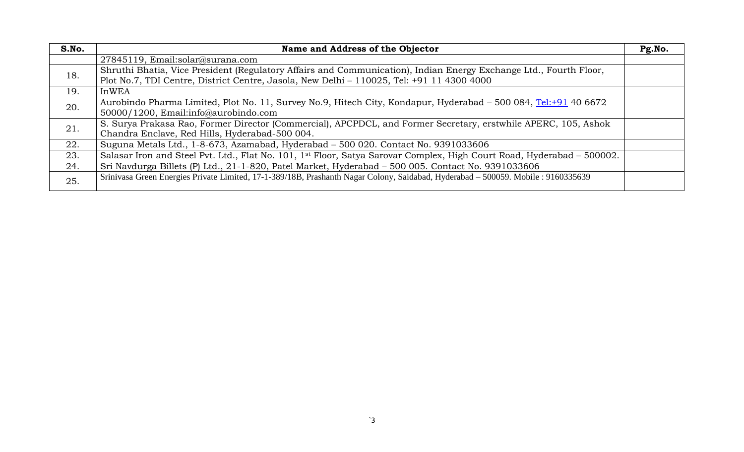| S.No. | Name and Address of the Objector | Pg.No. |
|---|---|---|
| | 27845119, Email:solar@surana.com | |
| 18. | Shruthi Bhatia, Vice President (Regulatory Affairs and Communication), Indian Energy Exchange Ltd., Fourth Floor, Plot No.7, TDI Centre, District Centre, Jasola, New Delhi – 110025, Tel: +91 11 4300 4000 | |
| 19. | InWEA | |
| 20. | Aurobindo Pharma Limited, Plot No. 11, Survey No.9, Hitech City, Kondapur, Hyderabad – 500 084, Tel:+91 40 6672 50000/1200, Email:info@aurobindo.com | |
| 21. | S. Surya Prakasa Rao, Former Director (Commercial), APCPDCL, and Former Secretary, erstwhile APERC, 105, Ashok Chandra Enclave, Red Hills, Hyderabad-500 004. | |
| 22. | Suguna Metals Ltd., 1-8-673, Azamabad, Hyderabad – 500 020. Contact No. 9391033606 | |
| 23. | Salasar Iron and Steel Pvt. Ltd., Flat No. 101, 1st Floor, Satya Sarovar Complex, High Court Road, Hyderabad – 500002. | |
| 24. | Sri Navdurga Billets (P) Ltd., 21-1-820, Patel Market, Hyderabad – 500 005. Contact No. 9391033606 | |
| 25. | Srinivasa Green Energies Private Limited, 17-1-389/18B, Prashanth Nagar Colony, Saidabad, Hyderabad – 500059. Mobile : 9160335639 | |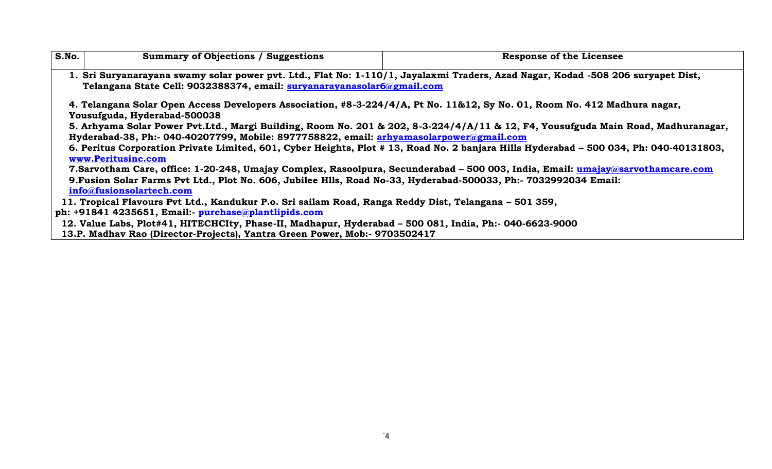| S.No. | Summary of Objections / Suggestions | Response of the Licensee |
|---|---|---|
| **1. Sri Suryanarayana swamy solar power pvt. Ltd., Flat No: 1-110/1, Jayalaxmi Traders, Azad Nagar, Kodad -508 206 suryapet Dist, Telangana State Cell: 9032388374, email: suryanarayanasolar6@gmail.com**<br><br>**4. Telangana Solar Open Access Developers Association, #8-3-224/4/A, Pt No. 11&12, Sy No. 01, Room No. 412 Madhura nagar, Yousufguda, Hyderabad-500038**<br>**5. Arhyama Solar Power Pvt.Ltd., Margi Building, Room No. 201 & 202, 8-3-224/4/A/11 & 12, F4, Yousufguda Main Road, Madhuranagar, Hyderabad-38, Ph:- 040-40207799, Mobile: 8977758822, email: arhyamasolarpower@gmail.com**<br>**6. Peritus Corporation Private Limited, 601, Cyber Heights, Plot # 13, Road No. 2 banjara Hills Hyderabad – 500 034, Ph: 040-40131803, www.Peritusinc.com**<br>**7.Sarvotham Care, office: 1-20-248, Umajay Complex, Rasoolpura, Secunderabad – 500 003, India, Email: umajay@sarvothamcare.com**<br>**9.Fusion Solar Farms Pvt Ltd., Plot No. 606, Jubilee Hlls, Road No-33, Hyderabad-500033, Ph:- 7032992034 Email: info@fusionsolartech.com**<br>**11. Tropical Flavours Pvt Ltd., Kandukur P.o. Sri sailam Road, Ranga Reddy Dist, Telangana – 501 359, ph: +91841 4235651, Email:- purchase@plantlipids.com**<br>**12. Value Labs, Plot#41, HITECHCIty, Phase-II, Madhapur, Hyderabad – 500 081, India, Ph:- 040-6623-9000**<br>**13.P. Madhav Rao (Director-Projects), Yantra Green Power, Mob:- 9703502417** | | |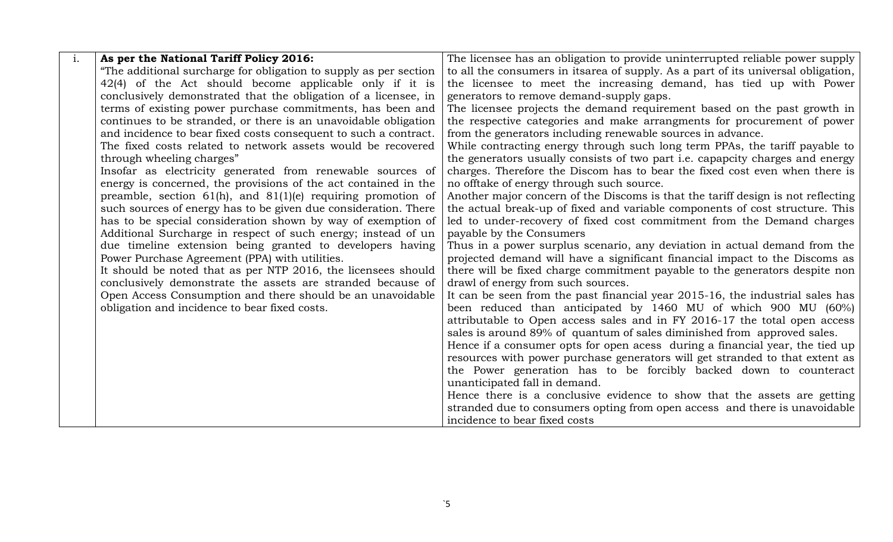| i. | **As per the National Tariff Policy 2016:**<br>"The additional surcharge for obligation to supply as per section 42(4) of the Act should become applicable only if it is conclusively demonstrated that the obligation of a licensee, in terms of existing power purchase commitments, has been and continues to be stranded, or there is an unavoidable obligation and incidence to bear fixed costs consequent to such a contract. The fixed costs related to network assets would be recovered through wheeling charges"<br>Insofar as electricity generated from renewable sources of energy is concerned, the provisions of the act contained in the preamble, section 61(h), and 81(1)(e) requiring promotion of such sources of energy has to be given due consideration. There has to be special consideration shown by way of exemption of Additional Surcharge in respect of such energy; instead of un due timeline extension being granted to developers having Power Purchase Agreement (PPA) with utilities.<br>It should be noted that as per NTP 2016, the licensees should conclusively demonstrate the assets are stranded because of Open Access Consumption and there should be an unavoidable obligation and incidence to bear fixed costs. | The licensee has an obligation to provide uninterrupted reliable power supply to all the consumers in itsarea of supply. As a part of its universal obligation, the licensee to meet the increasing demand, has tied up with Power generators to remove demand-supply gaps.<br>The licensee projects the demand requirement based on the past growth in the respective categories and make arrangments for procurement of power from the generators including renewable sources in advance.<br>While contracting energy through such long term PPAs, the tariff payable to the generators usually consists of two part i.e. capapcity charges and energy charges. Therefore the Discom has to bear the fixed cost even when there is no offtake of energy through such source.<br>Another major concern of the Discoms is that the tariff design is not reflecting the actual break-up of fixed and variable components of cost structure. This led to under-recovery of fixed cost commitment from the Demand charges payable by the Consumers<br>Thus in a power surplus scenario, any deviation in actual demand from the projected demand will have a significant financial impact to the Discoms as there will be fixed charge commitment payable to the generators despite non drawl of energy from such sources.<br>It can be seen from the past financial year 2015-16, the industrial sales has been reduced than anticipated by 1460 MU of which 900 MU (60%) attributable to Open access sales and in FY 2016-17 the total open access sales is around 89% of quantum of sales diminished from approved sales.<br>Hence if a consumer opts for open acess during a financial year, the tied up resources with power purchase generators will get stranded to that extent as the Power generation has to be forcibly backed down to counteract unanticipated fall in demand.<br>Hence there is a conclusive evidence to show that the assets are getting stranded due to consumers opting from open access and there is unavoidable incidence to bear fixed costs |
|---|---|---|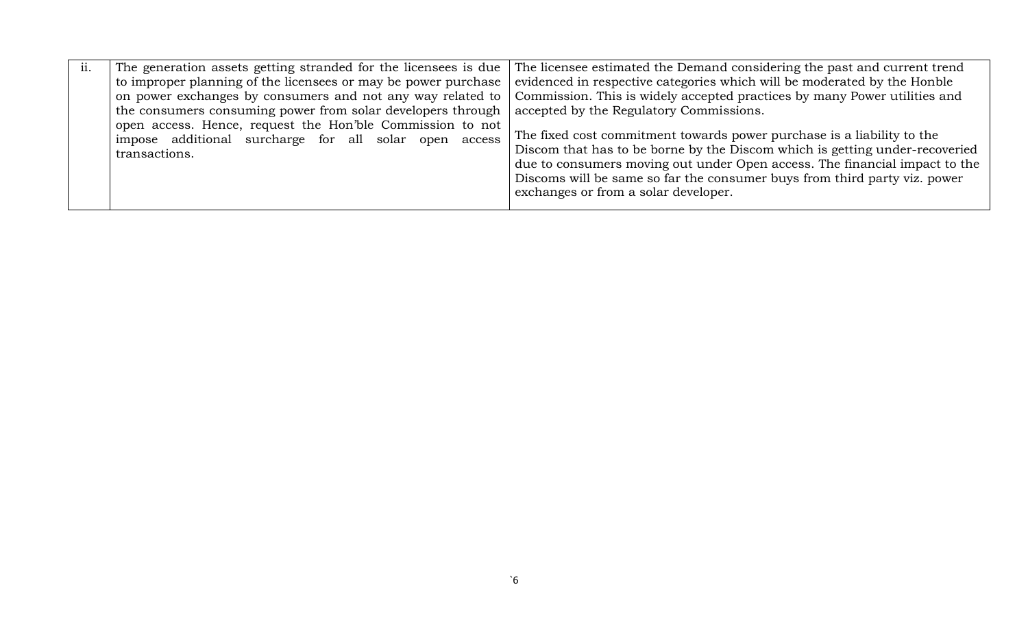| ii. | The generation assets getting stranded for the licensees is due to improper planning of the licensees or may be power purchase on power exchanges by consumers and not any way related to the consumers consuming power from solar developers through open access. Hence, request the Hon'ble Commission to not impose additional surcharge for all solar open access transactions. | The licensee estimated the Demand considering the past and current trend evidenced in respective categories which will be moderated by the Honble Commission. This is widely accepted practices by many Power utilities and accepted by the Regulatory Commissions.<br><br>The fixed cost commitment towards power purchase is a liability to the Discom that has to be borne by the Discom which is getting under-recoveried due to consumers moving out under Open access. The financial impact to the Discoms will be same so far the consumer buys from third party viz. power exchanges or from a solar developer. |
|---|---|---|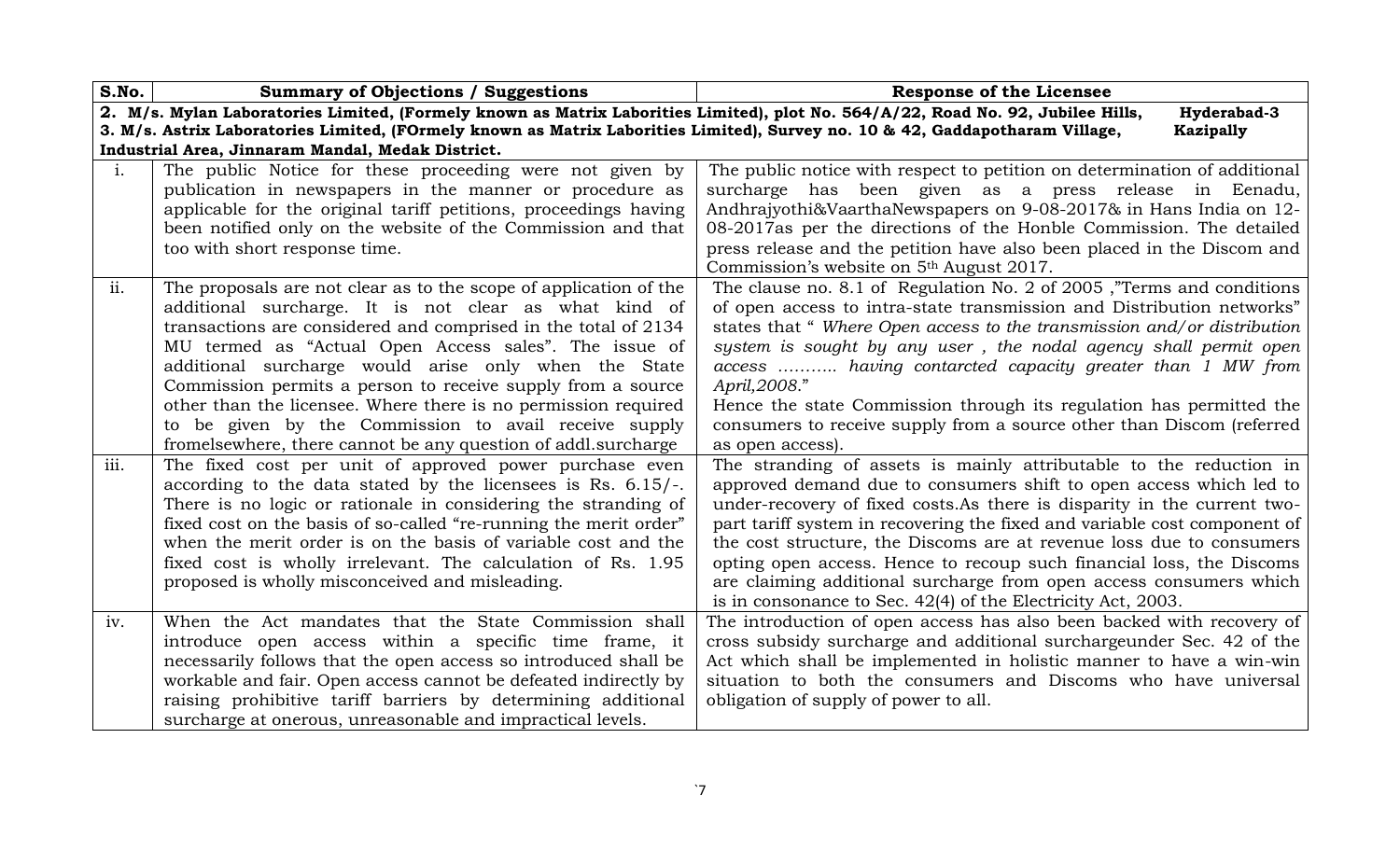| S.No. | Summary of Objections / Suggestions | Response of the Licensee |
|---|---|---|
| **2. M/s. Mylan Laboratories Limited, (Formely known as Matrix Laborities Limited), plot No. 564/A/22, Road No. 92, Jubilee Hills, Hyderabad-3**<br>**3. M/s. Astrix Laboratories Limited, (FOrmely known as Matrix Laborities Limited), Survey no. 10 & 42, Gaddapotharam Village, Kazipally Industrial Area, Jinnaram Mandal, Medak District.** | | |
| i. | The public Notice for these proceeding were not given by publication in newspapers in the manner or procedure as applicable for the original tariff petitions, proceedings having been notified only on the website of the Commission and that too with short response time. | The public notice with respect to petition on determination of additional surcharge has been given as a press release in Eenadu, Andhrajyothi&VaarthaNewspapers on 9-08-2017& in Hans India on 12-08-2017as per the directions of the Honble Commission. The detailed press release and the petition have also been placed in the Discom and Commission's website on 5th August 2017. |
| ii. | The proposals are not clear as to the scope of application of the additional surcharge. It is not clear as what kind of transactions are considered and comprised in the total of 2134 MU termed as "Actual Open Access sales". The issue of additional surcharge would arise only when the State Commission permits a person to receive supply from a source other than the licensee. Where there is no permission required to be given by the Commission to avail receive supply fromelsewhere, there cannot be any question of addl.surcharge | The clause no. 8.1 of Regulation No. 2 of 2005 ,"Terms and conditions of open access to intra-state transmission and Distribution networks" states that " *Where Open access to the transmission and/or distribution system is sought by any user , the nodal agency shall permit open access ……….. having contarcted capacity greater than 1 MW from April,2008.*"<br>Hence the state Commission through its regulation has permitted the consumers to receive supply from a source other than Discom (referred as open access). |
| iii. | The fixed cost per unit of approved power purchase even according to the data stated by the licensees is Rs. 6.15/-. There is no logic or rationale in considering the stranding of fixed cost on the basis of so-called "re-running the merit order" when the merit order is on the basis of variable cost and the fixed cost is wholly irrelevant. The calculation of Rs. 1.95 proposed is wholly misconceived and misleading. | The stranding of assets is mainly attributable to the reduction in approved demand due to consumers shift to open access which led to under-recovery of fixed costs.As there is disparity in the current two-part tariff system in recovering the fixed and variable cost component of the cost structure, the Discoms are at revenue loss due to consumers opting open access. Hence to recoup such financial loss, the Discoms are claiming additional surcharge from open access consumers which is in consonance to Sec. 42(4) of the Electricity Act, 2003. |
| iv. | When the Act mandates that the State Commission shall introduce open access within a specific time frame, it necessarily follows that the open access so introduced shall be workable and fair. Open access cannot be defeated indirectly by raising prohibitive tariff barriers by determining additional surcharge at onerous, unreasonable and impractical levels. | The introduction of open access has also been backed with recovery of cross subsidy surcharge and additional surchargeunder Sec. 42 of the Act which shall be implemented in holistic manner to have a win-win situation to both the consumers and Discoms who have universal obligation of supply of power to all. |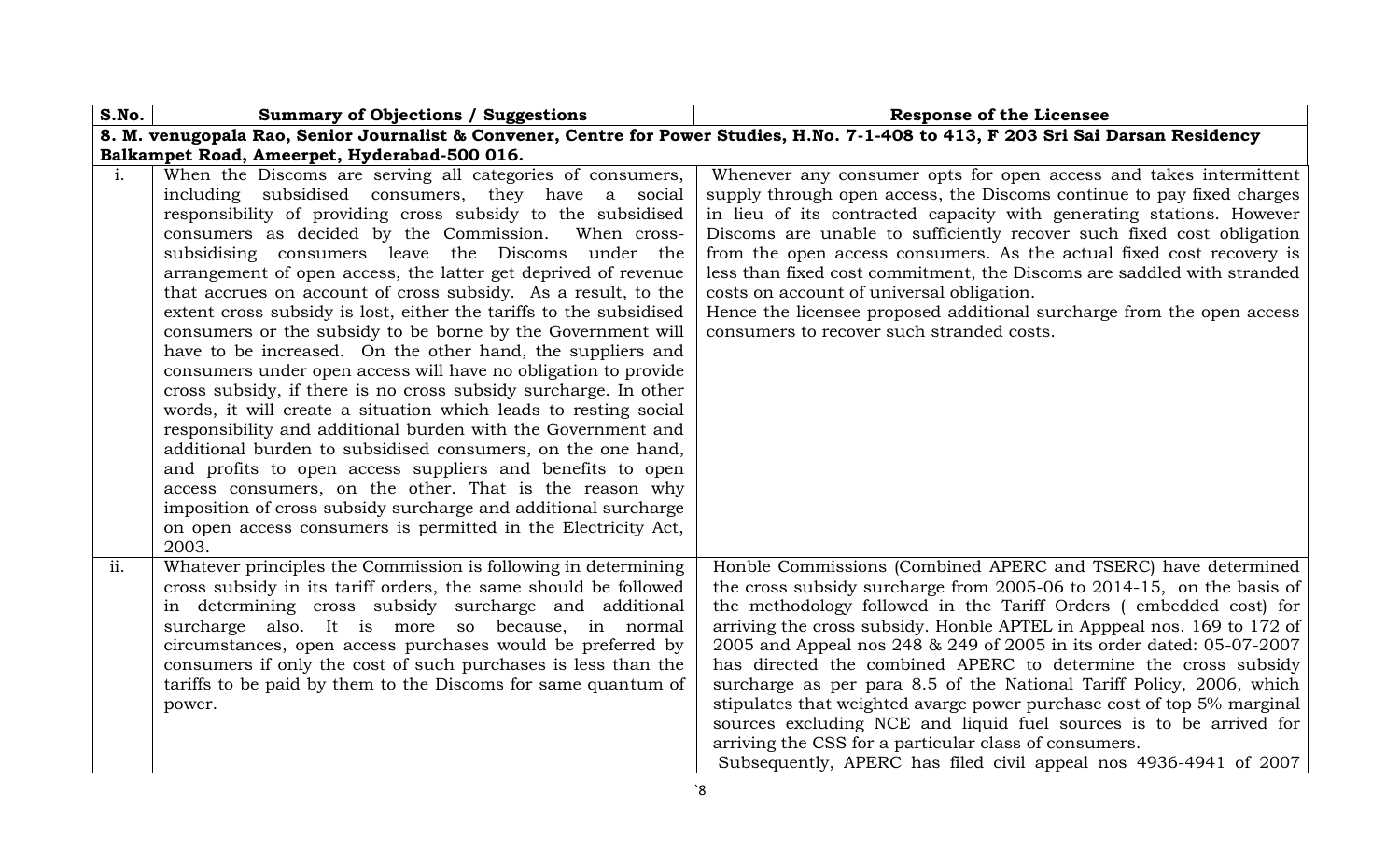| S.No. | Summary of Objections / Suggestions | Response of the Licensee |
|---|---|---|
| **8. M. venugopala Rao, Senior Journalist & Convener, Centre for Power Studies, H.No. 7-1-408 to 413, F 203 Sri Sai Darsan Residency Balkampet Road, Ameerpet, Hyderabad-500 016.** | | |
| i. | When the Discoms are serving all categories of consumers, including subsidised consumers, they have a social responsibility of providing cross subsidy to the subsidised consumers as decided by the Commission. When cross-subsidising consumers leave the Discoms under the arrangement of open access, the latter get deprived of revenue that accrues on account of cross subsidy. As a result, to the extent cross subsidy is lost, either the tariffs to the subsidised consumers or the subsidy to be borne by the Government will have to be increased. On the other hand, the suppliers and consumers under open access will have no obligation to provide cross subsidy, if there is no cross subsidy surcharge. In other words, it will create a situation which leads to resting social responsibility and additional burden with the Government and additional burden to subsidised consumers, on the one hand, and profits to open access suppliers and benefits to open access consumers, on the other. That is the reason why imposition of cross subsidy surcharge and additional surcharge on open access consumers is permitted in the Electricity Act, 2003. | Whenever any consumer opts for open access and takes intermittent supply through open access, the Discoms continue to pay fixed charges in lieu of its contracted capacity with generating stations. However Discoms are unable to sufficiently recover such fixed cost obligation from the open access consumers. As the actual fixed cost recovery is less than fixed cost commitment, the Discoms are saddled with stranded costs on account of universal obligation.<br>Hence the licensee proposed additional surcharge from the open access consumers to recover such stranded costs. |
| ii. | Whatever principles the Commission is following in determining cross subsidy in its tariff orders, the same should be followed in determining cross subsidy surcharge and additional surcharge also. It is more so because, in normal circumstances, open access purchases would be preferred by consumers if only the cost of such purchases is less than the tariffs to be paid by them to the Discoms for same quantum of power. | Honble Commissions (Combined APERC and TSERC) have determined the cross subsidy surcharge from 2005-06 to 2014-15, on the basis of the methodology followed in the Tariff Orders ( embedded cost) for arriving the cross subsidy. Honble APTEL in Apppeal nos. 169 to 172 of 2005 and Appeal nos 248 & 249 of 2005 in its order dated: 05-07-2007 has directed the combined APERC to determine the cross subsidy surcharge as per para 8.5 of the National Tariff Policy, 2006, which stipulates that weighted avarge power purchase cost of top 5% marginal sources excluding NCE and liquid fuel sources is to be arrived for arriving the CSS for a particular class of consumers.<br>Subsequently, APERC has filed civil appeal nos 4936-4941 of 2007 |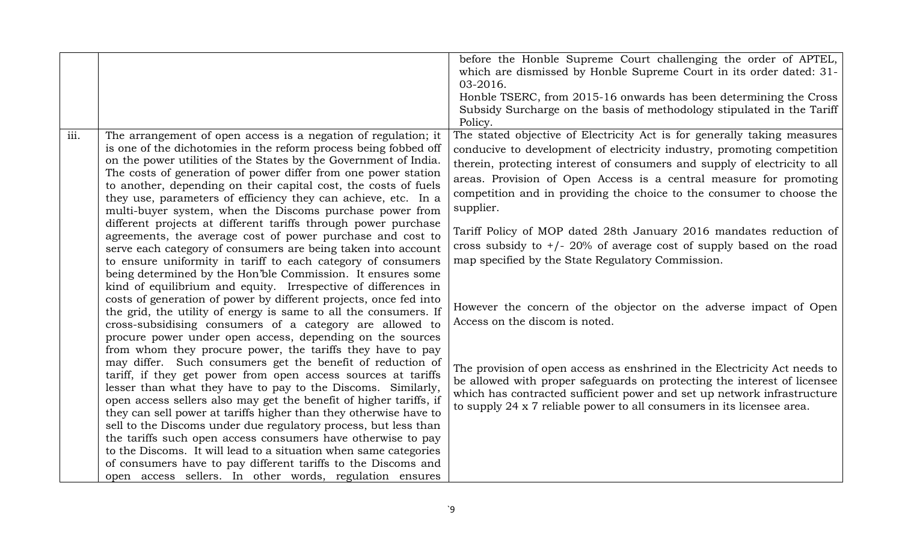| | | |
|---|---|---|
| | | before the Honble Supreme Court challenging the order of APTEL, which are dismissed by Honble Supreme Court in its order dated: 31-03-2016.<br>Honble TSERC, from 2015-16 onwards has been determining the Cross Subsidy Surcharge on the basis of methodology stipulated in the Tariff Policy. |
| iii. | The arrangement of open access is a negation of regulation; it is one of the dichotomies in the reform process being fobbed off on the power utilities of the States by the Government of India. The costs of generation of power differ from one power station to another, depending on their capital cost, the costs of fuels they use, parameters of efficiency they can achieve, etc. In a multi-buyer system, when the Discoms purchase power from different projects at different tariffs through power purchase agreements, the average cost of power purchase and cost to serve each category of consumers are being taken into account to ensure uniformity in tariff to each category of consumers being determined by the Hon'ble Commission. It ensures some kind of equilibrium and equity. Irrespective of differences in costs of generation of power by different projects, once fed into the grid, the utility of energy is same to all the consumers. If cross-subsidising consumers of a category are allowed to procure power under open access, depending on the sources from whom they procure power, the tariffs they have to pay may differ. Such consumers get the benefit of reduction of tariff, if they get power from open access sources at tariffs lesser than what they have to pay to the Discoms. Similarly, open access sellers also may get the benefit of higher tariffs, if they can sell power at tariffs higher than they otherwise have to sell to the Discoms under due regulatory process, but less than the tariffs such open access consumers have otherwise to pay to the Discoms. It will lead to a situation when same categories of consumers have to pay different tariffs to the Discoms and open access sellers. In other words, regulation ensures | The stated objective of Electricity Act is for generally taking measures conducive to development of electricity industry, promoting competition therein, protecting interest of consumers and supply of electricity to all areas. Provision of Open Access is a central measure for promoting competition and in providing the choice to the consumer to choose the supplier.<br><br>Tariff Policy of MOP dated 28th January 2016 mandates reduction of cross subsidy to +/- 20% of average cost of supply based on the road map specified by the State Regulatory Commission.<br><br>However the concern of the objector on the adverse impact of Open Access on the discom is noted.<br><br>The provision of open access as enshrined in the Electricity Act needs to be allowed with proper safeguards on protecting the interest of licensee which has contracted sufficient power and set up network infrastructure to supply 24 x 7 reliable power to all consumers in its licensee area. |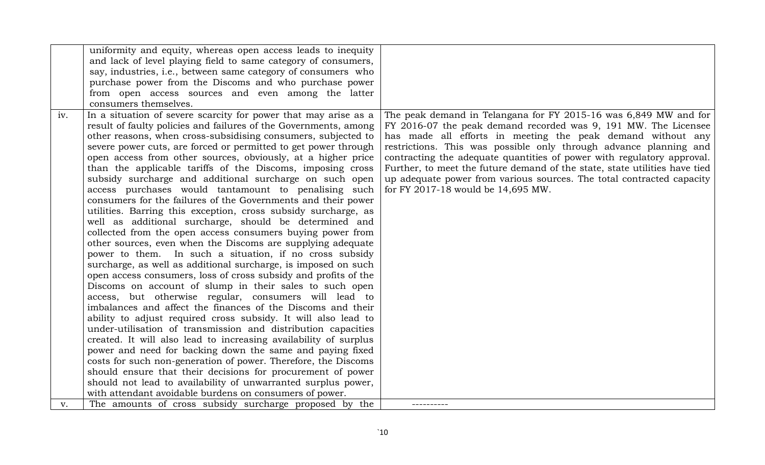| | | |
|---|---|---|
| | uniformity and equity, whereas open access leads to inequity and lack of level playing field to same category of consumers, say, industries, i.e., between same category of consumers who purchase power from the Discoms and who purchase power from open access sources and even among the latter consumers themselves. | |
| iv. | In a situation of severe scarcity for power that may arise as a result of faulty policies and failures of the Governments, among other reasons, when cross-subsidising consumers, subjected to severe power cuts, are forced or permitted to get power through open access from other sources, obviously, at a higher price than the applicable tariffs of the Discoms, imposing cross subsidy surcharge and additional surcharge on such open access purchases would tantamount to penalising such consumers for the failures of the Governments and their power utilities. Barring this exception, cross subsidy surcharge, as well as additional surcharge, should be determined and collected from the open access consumers buying power from other sources, even when the Discoms are supplying adequate power to them. In such a situation, if no cross subsidy surcharge, as well as additional surcharge, is imposed on such open access consumers, loss of cross subsidy and profits of the Discoms on account of slump in their sales to such open access, but otherwise regular, consumers will lead to imbalances and affect the finances of the Discoms and their ability to adjust required cross subsidy. It will also lead to under-utilisation of transmission and distribution capacities created. It will also lead to increasing availability of surplus power and need for backing down the same and paying fixed costs for such non-generation of power. Therefore, the Discoms should ensure that their decisions for procurement of power should not lead to availability of unwarranted surplus power, with attendant avoidable burdens on consumers of power. | The peak demand in Telangana for FY 2015-16 was 6,849 MW and for FY 2016-07 the peak demand recorded was 9, 191 MW. The Licensee has made all efforts in meeting the peak demand without any restrictions. This was possible only through advance planning and contracting the adequate quantities of power with regulatory approval. Further, to meet the future demand of the state, state utilities have tied up adequate power from various sources. The total contracted capacity for FY 2017-18 would be 14,695 MW. |
| v. | The amounts of cross subsidy surcharge proposed by the | ---------- |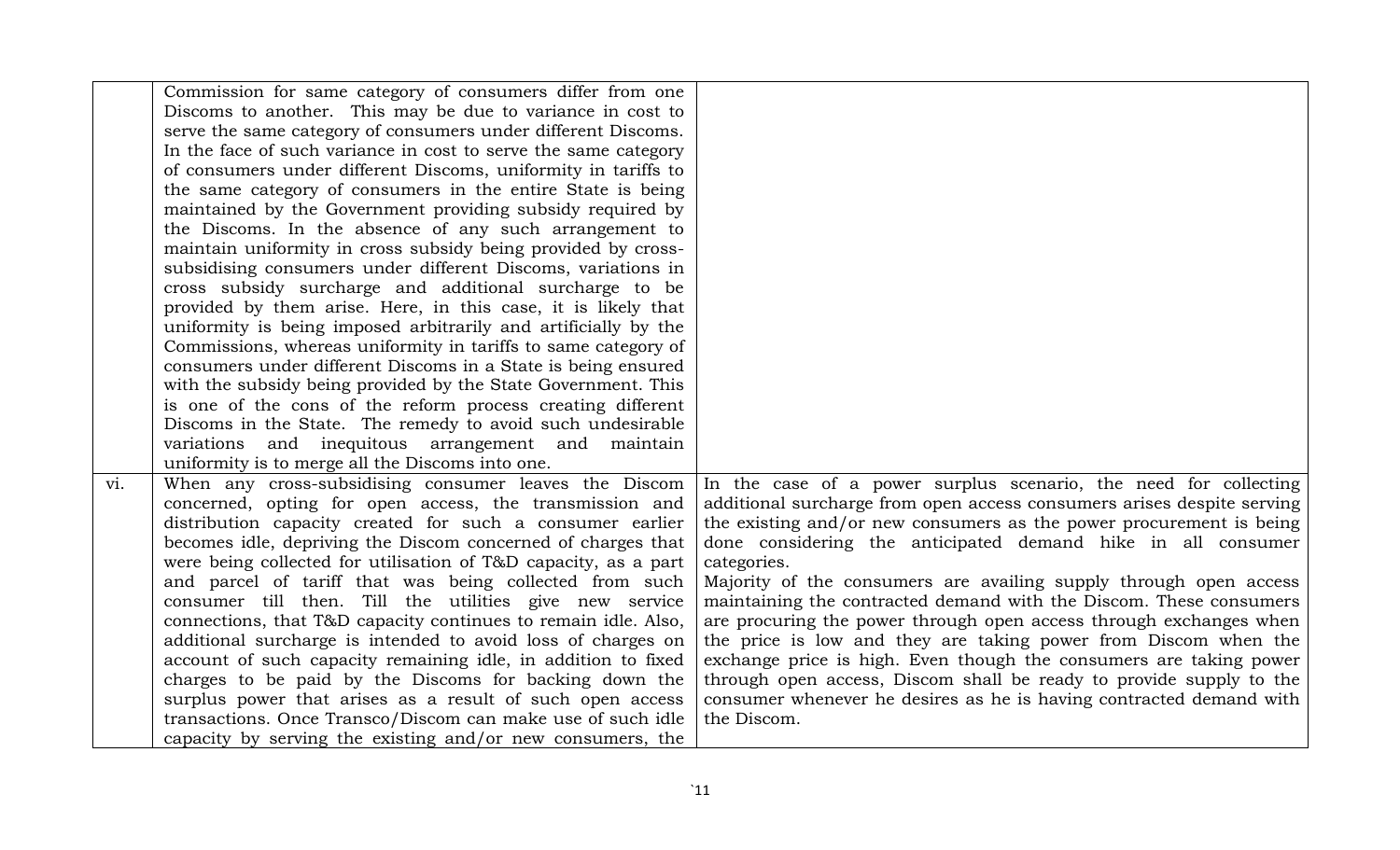| | | |
|---|---|---|
| | Commission for same category of consumers differ from one Discoms to another. This may be due to variance in cost to serve the same category of consumers under different Discoms. In the face of such variance in cost to serve the same category of consumers under different Discoms, uniformity in tariffs to the same category of consumers in the entire State is being maintained by the Government providing subsidy required by the Discoms. In the absence of any such arrangement to maintain uniformity in cross subsidy being provided by cross-subsidising consumers under different Discoms, variations in cross subsidy surcharge and additional surcharge to be provided by them arise. Here, in this case, it is likely that uniformity is being imposed arbitrarily and artificially by the Commissions, whereas uniformity in tariffs to same category of consumers under different Discoms in a State is being ensured with the subsidy being provided by the State Government. This is one of the cons of the reform process creating different Discoms in the State. The remedy to avoid such undesirable variations and inequitous arrangement and maintain uniformity is to merge all the Discoms into one. | |
| vi. | When any cross-subsidising consumer leaves the Discom concerned, opting for open access, the transmission and distribution capacity created for such a consumer earlier becomes idle, depriving the Discom concerned of charges that were being collected for utilisation of T&D capacity, as a part and parcel of tariff that was being collected from such consumer till then. Till the utilities give new service connections, that T&D capacity continues to remain idle. Also, additional surcharge is intended to avoid loss of charges on account of such capacity remaining idle, in addition to fixed charges to be paid by the Discoms for backing down the surplus power that arises as a result of such open access transactions. Once Transco/Discom can make use of such idle capacity by serving the existing and/or new consumers, the | In the case of a power surplus scenario, the need for collecting additional surcharge from open access consumers arises despite serving the existing and/or new consumers as the power procurement is being done considering the anticipated demand hike in all consumer categories.<br>Majority of the consumers are availing supply through open access maintaining the contracted demand with the Discom. These consumers are procuring the power through open access through exchanges when the price is low and they are taking power from Discom when the exchange price is high. Even though the consumers are taking power through open access, Discom shall be ready to provide supply to the consumer whenever he desires as he is having contracted demand with the Discom. |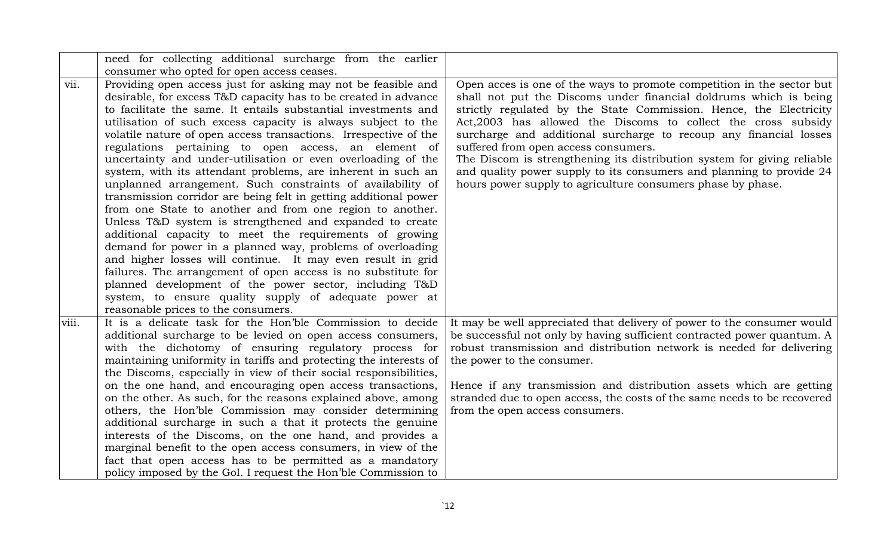| | | |
|---|---|---|
| | need for collecting additional surcharge from the earlier consumer who opted for open access ceases. | |
| vii. | Providing open access just for asking may not be feasible and desirable, for excess T&D capacity has to be created in advance to facilitate the same. It entails substantial investments and utilisation of such excess capacity is always subject to the volatile nature of open access transactions. Irrespective of the regulations pertaining to open access, an element of uncertainty and under-utilisation or even overloading of the system, with its attendant problems, are inherent in such an unplanned arrangement. Such constraints of availability of transmission corridor are being felt in getting additional power from one State to another and from one region to another. Unless T&D system is strengthened and expanded to create additional capacity to meet the requirements of growing demand for power in a planned way, problems of overloading and higher losses will continue. It may even result in grid failures. The arrangement of open access is no substitute for planned development of the power sector, including T&D system, to ensure quality supply of adequate power at reasonable prices to the consumers. | Open acces is one of the ways to promote competition in the sector but shall not put the Discoms under financial doldrums which is being strictly regulated by the State Commission. Hence, the Electricity Act,2003 has allowed the Discoms to collect the cross subsidy surcharge and additional surcharge to recoup any financial losses suffered from open access consumers.<br>The Discom is strengthening its distribution system for giving reliable and quality power supply to its consumers and planning to provide 24 hours power supply to agriculture consumers phase by phase. |
| viii. | It is a delicate task for the Hon'ble Commission to decide additional surcharge to be levied on open access consumers, with the dichotomy of ensuring regulatory process for maintaining uniformity in tariffs and protecting the interests of the Discoms, especially in view of their social responsibilities, on the one hand, and encouraging open access transactions, on the other. As such, for the reasons explained above, among others, the Hon'ble Commission may consider determining additional surcharge in such a that it protects the genuine interests of the Discoms, on the one hand, and provides a marginal benefit to the open access consumers, in view of the fact that open access has to be permitted as a mandatory policy imposed by the GoI. I request the Hon'ble Commission to | It may be well appreciated that delivery of power to the consumer would be successful not only by having sufficient contracted power quantum. A robust transmission and distribution network is needed for delivering the power to the consumer.<br><br>Hence if any transmission and distribution assets which are getting stranded due to open access, the costs of the same needs to be recovered from the open access consumers. |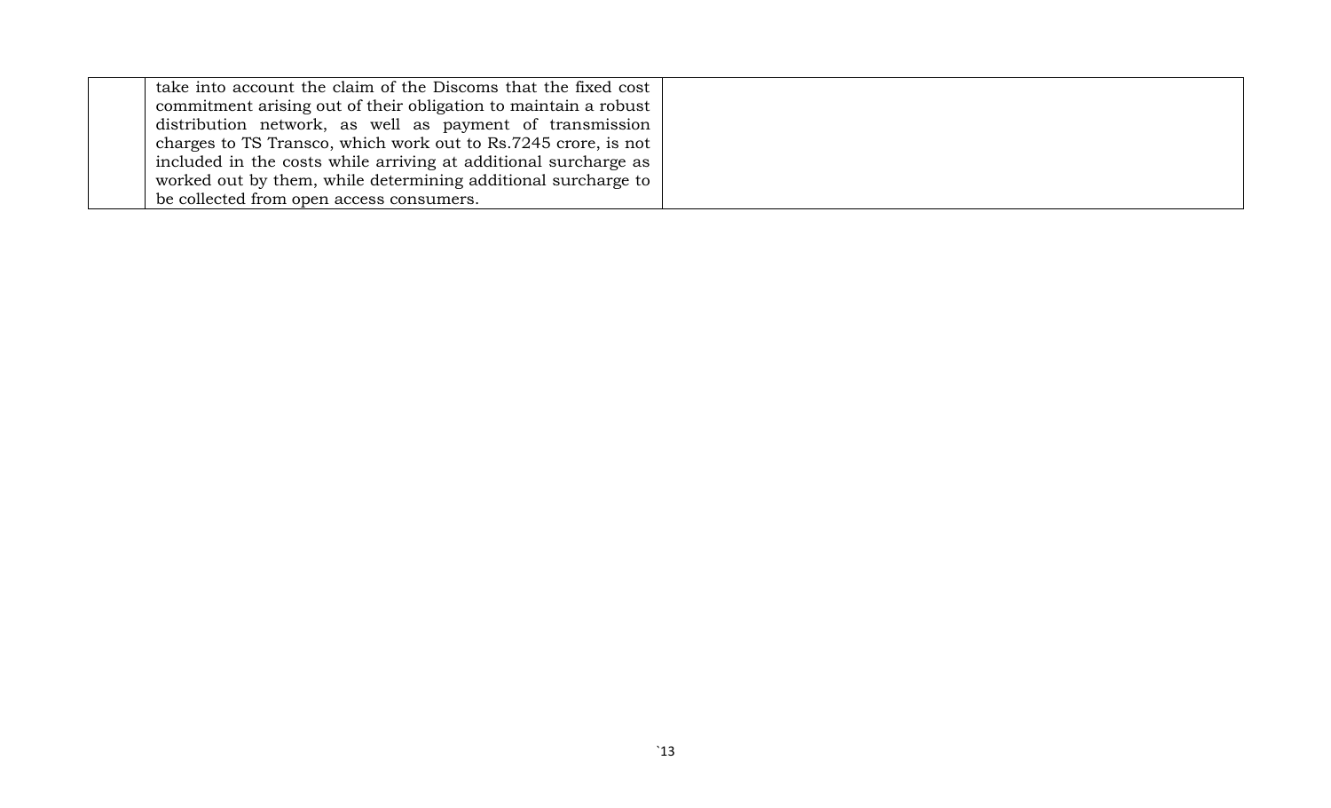|  |  |  |
|---|---|---|
|  | take into account the claim of the Discoms that the fixed cost commitment arising out of their obligation to maintain a robust distribution network, as well as payment of transmission charges to TS Transco, which work out to Rs.7245 crore, is not included in the costs while arriving at additional surcharge as worked out by them, while determining additional surcharge to be collected from open access consumers. |  |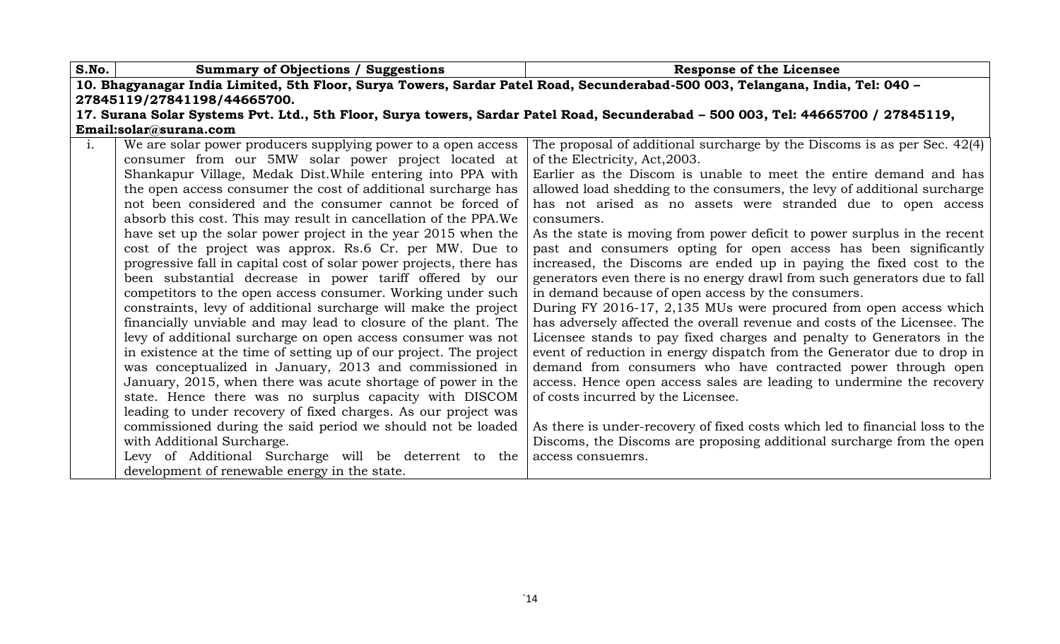| S.No. | Summary of Objections / Suggestions | Response of the Licensee |
|---|---|---|
| **10. Bhagyanagar India Limited, 5th Floor, Surya Towers, Sardar Patel Road, Secunderabad-500 003, Telangana, India, Tel: 040 – 27845119/27841198/44665700.**<br>**17. Surana Solar Systems Pvt. Ltd., 5th Floor, Surya towers, Sardar Patel Road, Secunderabad – 500 003, Tel: 44665700 / 27845119, Email:solar@surana.com** | | |
| i. | We are solar power producers supplying power to a open access consumer from our 5MW solar power project located at Shankapur Village, Medak Dist.While entering into PPA with the open access consumer the cost of additional surcharge has not been considered and the consumer cannot be forced of absorb this cost. This may result in cancellation of the PPA.We have set up the solar power project in the year 2015 when the cost of the project was approx. Rs.6 Cr. per MW. Due to progressive fall in capital cost of solar power projects, there has been substantial decrease in power tariff offered by our competitors to the open access consumer. Working under such constraints, levy of additional surcharge will make the project financially unviable and may lead to closure of the plant. The levy of additional surcharge on open access consumer was not in existence at the time of setting up of our project. The project was conceptualized in January, 2013 and commissioned in January, 2015, when there was acute shortage of power in the state. Hence there was no surplus capacity with DISCOM leading to under recovery of fixed charges. As our project was commissioned during the said period we should not be loaded with Additional Surcharge.<br>Levy of Additional Surcharge will be deterrent to the development of renewable energy in the state. | The proposal of additional surcharge by the Discoms is as per Sec. 42(4) of the Electricity, Act,2003.<br>Earlier as the Discom is unable to meet the entire demand and has allowed load shedding to the consumers, the levy of additional surcharge has not arised as no assets were stranded due to open access consumers.<br>As the state is moving from power deficit to power surplus in the recent past and consumers opting for open access has been significantly increased, the Discoms are ended up in paying the fixed cost to the generators even there is no energy drawl from such generators due to fall in demand because of open access by the consumers.<br>During FY 2016-17, 2,135 MUs were procured from open access which has adversely affected the overall revenue and costs of the Licensee. The Licensee stands to pay fixed charges and penalty to Generators in the event of reduction in energy dispatch from the Generator due to drop in demand from consumers who have contracted power through open access. Hence open access sales are leading to undermine the recovery of costs incurred by the Licensee.<br><br>As there is under-recovery of fixed costs which led to financial loss to the Discoms, the Discoms are proposing additional surcharge from the open access consuemrs. |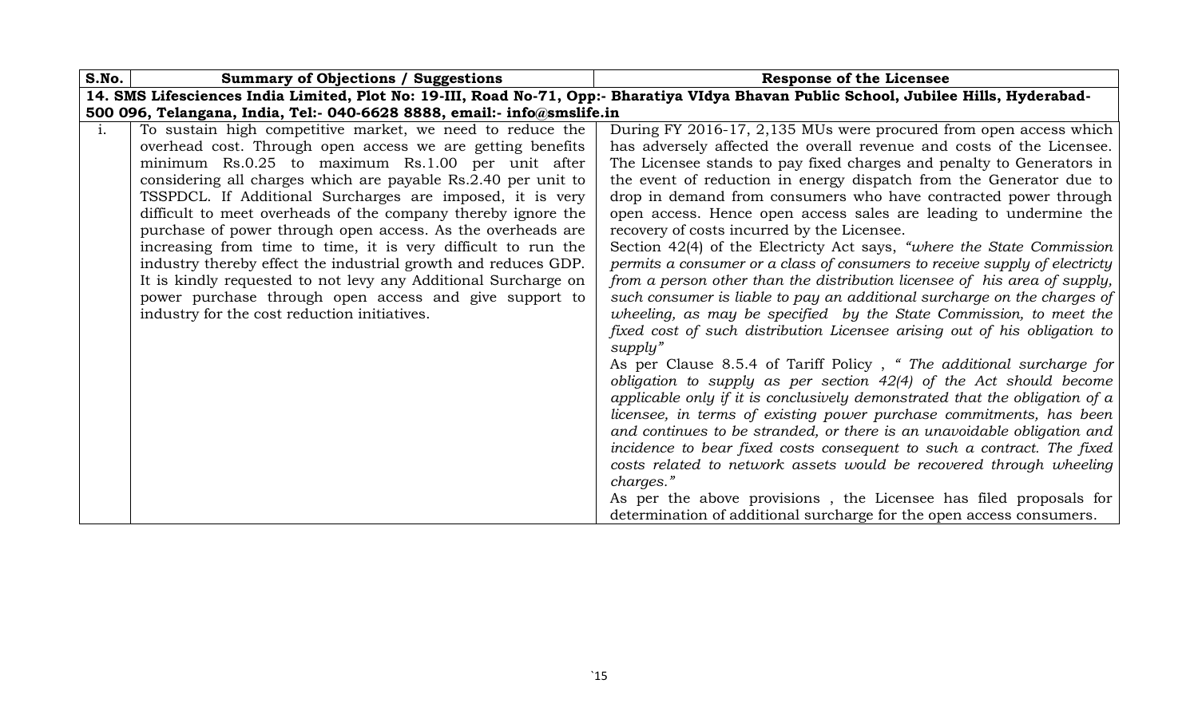| S.No. | Summary of Objections / Suggestions | Response of the Licensee |
|---|---|---|
| **14. SMS Lifesciences India Limited, Plot No: 19-III, Road No-71, Opp:- Bharatiya VIdya Bhavan Public School, Jubilee Hills, Hyderabad-500 096, Telangana, India, Tel:- 040-6628 8888, email:- info@smslife.in** | | |
| i. | To sustain high competitive market, we need to reduce the overhead cost. Through open access we are getting benefits minimum Rs.0.25 to maximum Rs.1.00 per unit after considering all charges which are payable Rs.2.40 per unit to TSSPDCL. If Additional Surcharges are imposed, it is very difficult to meet overheads of the company thereby ignore the purchase of power through open access. As the overheads are increasing from time to time, it is very difficult to run the industry thereby effect the industrial growth and reduces GDP. It is kindly requested to not levy any Additional Surcharge on power purchase through open access and give support to industry for the cost reduction initiatives. | During FY 2016-17, 2,135 MUs were procured from open access which has adversely affected the overall revenue and costs of the Licensee. The Licensee stands to pay fixed charges and penalty to Generators in the event of reduction in energy dispatch from the Generator due to drop in demand from consumers who have contracted power through open access. Hence open access sales are leading to undermine the recovery of costs incurred by the Licensee.<br>Section 42(4) of the Electricty Act says, *"where the State Commission permits a consumer or a class of consumers to receive supply of electricty from a person other than the distribution licensee of his area of supply, such consumer is liable to pay an additional surcharge on the charges of wheeling, as may be specified by the State Commission, to meet the fixed cost of such distribution Licensee arising out of his obligation to supply"*<br>As per Clause 8.5.4 of Tariff Policy , *" The additional surcharge for obligation to supply as per section 42(4) of the Act should become applicable only if it is conclusively demonstrated that the obligation of a licensee, in terms of existing power purchase commitments, has been and continues to be stranded, or there is an unavoidable obligation and incidence to bear fixed costs consequent to such a contract. The fixed costs related to network assets would be recovered through wheeling charges."*<br>As per the above provisions , the Licensee has filed proposals for determination of additional surcharge for the open access consumers. |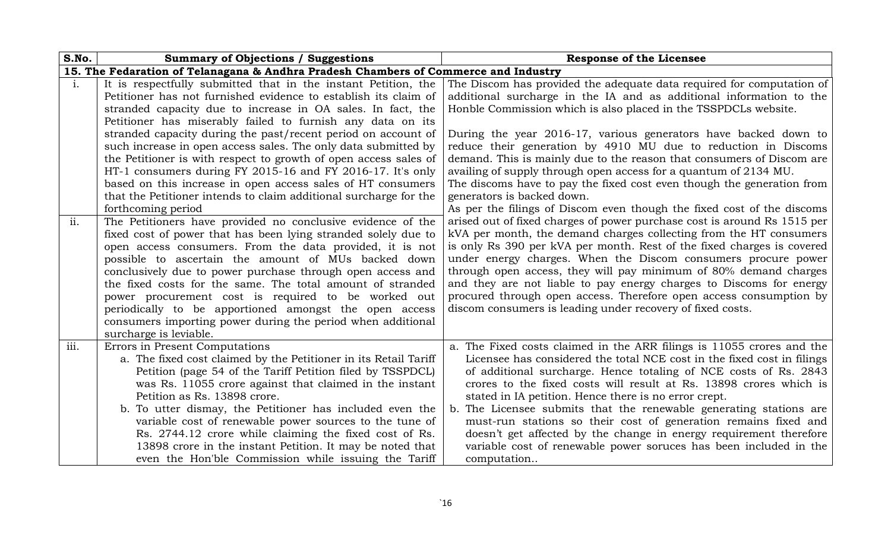| S.No. | Summary of Objections / Suggestions | Response of the Licensee |
|---|---|---|
| **15. The Fedaration of Telanagana & Andhra Pradesh Chambers of Commerce and Industry** | | |
| i. | It is respectfully submitted that in the instant Petition, the Petitioner has not furnished evidence to establish its claim of stranded capacity due to increase in OA sales. In fact, the Petitioner has miserably failed to furnish any data on its stranded capacity during the past/recent period on account of such increase in open access sales. The only data submitted by the Petitioner is with respect to growth of open access sales of HT-1 consumers during FY 2015-16 and FY 2016-17. It's only based on this increase in open access sales of HT consumers that the Petitioner intends to claim additional surcharge for the forthcoming period | The Discom has provided the adequate data required for computation of additional surcharge in the IA and as additional information to the Honble Commission which is also placed in the TSSPDCLs website.<br><br>During the year 2016-17, various generators have backed down to reduce their generation by 4910 MU due to reduction in Discoms demand. This is mainly due to the reason that consumers of Discom are availing of supply through open access for a quantum of 2134 MU.<br>The discoms have to pay the fixed cost even though the generation from generators is backed down.<br>As per the filings of Discom even though the fixed cost of the discoms arised out of fixed charges of power purchase cost is around Rs 1515 per kVA per month, the demand charges collecting from the HT consumers is only Rs 390 per kVA per month. Rest of the fixed charges is covered under energy charges. When the Discom consumers procure power through open access, they will pay minimum of 80% demand charges and they are not liable to pay energy charges to Discoms for energy procured through open access. Therefore open access consumption by discom consumers is leading under recovery of fixed costs. |
| ii. | The Petitioners have provided no conclusive evidence of the fixed cost of power that has been lying stranded solely due to open access consumers. From the data provided, it is not possible to ascertain the amount of MUs backed down conclusively due to power purchase through open access and the fixed costs for the same. The total amount of stranded power procurement cost is required to be worked out periodically to be apportioned amongst the open access consumers importing power during the period when additional surcharge is leviable. | |
| iii. | Errors in Present Computations<br>a. The fixed cost claimed by the Petitioner in its Retail Tariff Petition (page 54 of the Tariff Petition filed by TSSPDCL) was Rs. 11055 crore against that claimed in the instant Petition as Rs. 13898 crore.<br>b. To utter dismay, the Petitioner has included even the variable cost of renewable power sources to the tune of Rs. 2744.12 crore while claiming the fixed cost of Rs. 13898 crore in the instant Petition. It may be noted that even the Hon'ble Commission while issuing the Tariff | a. The Fixed costs claimed in the ARR filings is 11055 crores and the Licensee has considered the total NCE cost in the fixed cost in filings of additional surcharge. Hence totaling of NCE costs of Rs. 2843 crores to the fixed costs will result at Rs. 13898 crores which is stated in IA petition. Hence there is no error crept.<br>b. The Licensee submits that the renewable generating stations are must-run stations so their cost of generation remains fixed and doesn't get affected by the change in energy requirement therefore variable cost of renewable power soruces has been included in the computation.. |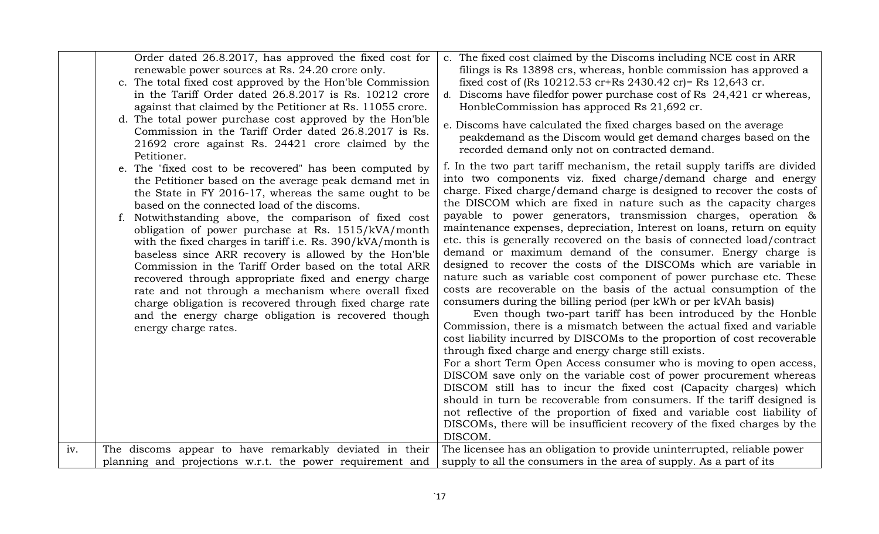| | | |
|---|---|---|
| | Order dated 26.8.2017, has approved the fixed cost for renewable power sources at Rs. 24.20 crore only.<br>c. The total fixed cost approved by the Hon'ble Commission in the Tariff Order dated 26.8.2017 is Rs. 10212 crore against that claimed by the Petitioner at Rs. 11055 crore.<br>d. The total power purchase cost approved by the Hon'ble Commission in the Tariff Order dated 26.8.2017 is Rs. 21692 crore against Rs. 24421 crore claimed by the Petitioner.<br>e. The "fixed cost to be recovered" has been computed by the Petitioner based on the average peak demand met in the State in FY 2016-17, whereas the same ought to be based on the connected load of the discoms.<br>f. Notwithstanding above, the comparison of fixed cost obligation of power purchase at Rs. 1515/kVA/month with the fixed charges in tariff i.e. Rs. 390/kVA/month is baseless since ARR recovery is allowed by the Hon'ble Commission in the Tariff Order based on the total ARR recovered through appropriate fixed and energy charge rate and not through a mechanism where overall fixed charge obligation is recovered through fixed charge rate and the energy charge obligation is recovered though energy charge rates. | c. The fixed cost claimed by the Discoms including NCE cost in ARR filings is Rs 13898 crs, whereas, honble commission has approved a fixed cost of (Rs 10212.53 cr+Rs 2430.42 cr)= Rs 12,643 cr.<br>d. Discoms have filedfor power purchase cost of Rs 24,421 cr whereas, HonbleCommission has approced Rs 21,692 cr.<br>e. Discoms have calculated the fixed charges based on the average peakdemand as the Discom would get demand charges based on the recorded demand only not on contracted demand.<br>f. In the two part tariff mechanism, the retail supply tariffs are divided into two components viz. fixed charge/demand charge and energy charge. Fixed charge/demand charge is designed to recover the costs of the DISCOM which are fixed in nature such as the capacity charges payable to power generators, transmission charges, operation & maintenance expenses, depreciation, Interest on loans, return on equity etc. this is generally recovered on the basis of connected load/contract demand or maximum demand of the consumer. Energy charge is designed to recover the costs of the DISCOMs which are variable in nature such as variable cost component of power purchase etc. These costs are recoverable on the basis of the actual consumption of the consumers during the billing period (per kWh or per kVAh basis)<br>Even though two-part tariff has been introduced by the Honble Commission, there is a mismatch between the actual fixed and variable cost liability incurred by DISCOMs to the proportion of cost recoverable through fixed charge and energy charge still exists.<br>For a short Term Open Access consumer who is moving to open access, DISCOM save only on the variable cost of power procurement whereas DISCOM still has to incur the fixed cost (Capacity charges) which should in turn be recoverable from consumers. If the tariff designed is not reflective of the proportion of fixed and variable cost liability of DISCOMs, there will be insufficient recovery of the fixed charges by the DISCOM. |
| iv. | The discoms appear to have remarkably deviated in their planning and projections w.r.t. the power requirement and | The licensee has an obligation to provide uninterrupted, reliable power supply to all the consumers in the area of supply. As a part of its |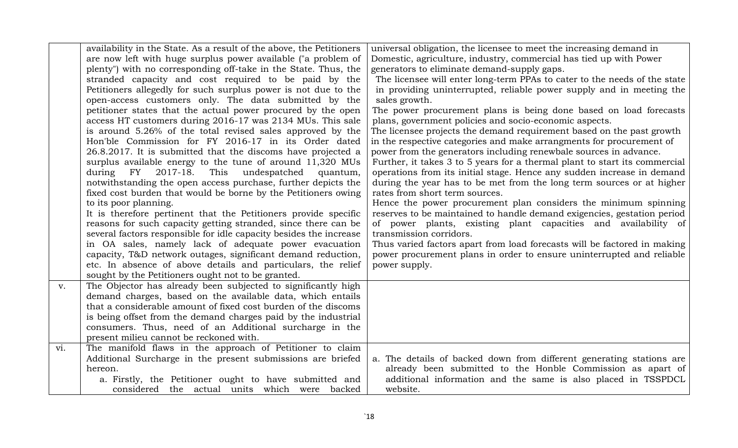| | | |
|---|---|---|
| | availability in the State. As a result of the above, the Petitioners are now left with huge surplus power available ("a problem of plenty") with no corresponding off-take in the State. Thus, the stranded capacity and cost required to be paid by the Petitioners allegedly for such surplus power is not due to the open-access customers only. The data submitted by the petitioner states that the actual power procured by the open access HT customers during 2016-17 was 2134 MUs. This sale is around 5.26% of the total revised sales approved by the Hon'ble Commission for FY 2016-17 in its Order dated 26.8.2017. It is submitted that the discoms have projected a surplus available energy to the tune of around 11,320 MUs during FY 2017-18. This undespatched quantum, notwithstanding the open access purchase, further depicts the fixed cost burden that would be borne by the Petitioners owing to its poor planning.<br>It is therefore pertinent that the Petitioners provide specific reasons for such capacity getting stranded, since there can be several factors responsible for idle capacity besides the increase in OA sales, namely lack of adequate power evacuation capacity, T&D network outages, significant demand reduction, etc. In absence of above details and particulars, the relief sought by the Petitioners ought not to be granted. | universal obligation, the licensee to meet the increasing demand in Domestic, agriculture, industry, commercial has tied up with Power generators to eliminate demand-supply gaps.<br>The licensee will enter long-term PPAs to cater to the needs of the state in providing uninterrupted, reliable power supply and in meeting the sales growth.<br>The power procurement plans is being done based on load forecasts plans, government policies and socio-economic aspects.<br>The licensee projects the demand requirement based on the past growth in the respective categories and make arrangments for procurement of power from the generators including renewbale sources in advance.<br>Further, it takes 3 to 5 years for a thermal plant to start its commercial operations from its initial stage. Hence any sudden increase in demand during the year has to be met from the long term sources or at higher rates from short term sources.<br>Hence the power procurement plan considers the minimum spinning reserves to be maintained to handle demand exigencies, gestation period of power plants, existing plant capacities and availability of transmission corridors.<br>Thus varied factors apart from load forecasts will be factored in making power procurement plans in order to ensure uninterrupted and reliable power supply. |
| v. | The Objector has already been subjected to significantly high demand charges, based on the available data, which entails that a considerable amount of fixed cost burden of the discoms is being offset from the demand charges paid by the industrial consumers. Thus, need of an Additional surcharge in the present milieu cannot be reckoned with. | |
| vi. | The manifold flaws in the approach of Petitioner to claim Additional Surcharge in the present submissions are briefed hereon.<br>a. Firstly, the Petitioner ought to have submitted and considered the actual units which were backed | a. The details of backed down from different generating stations are already been submitted to the Honble Commission as apart of additional information and the same is also placed in TSSPDCL website. |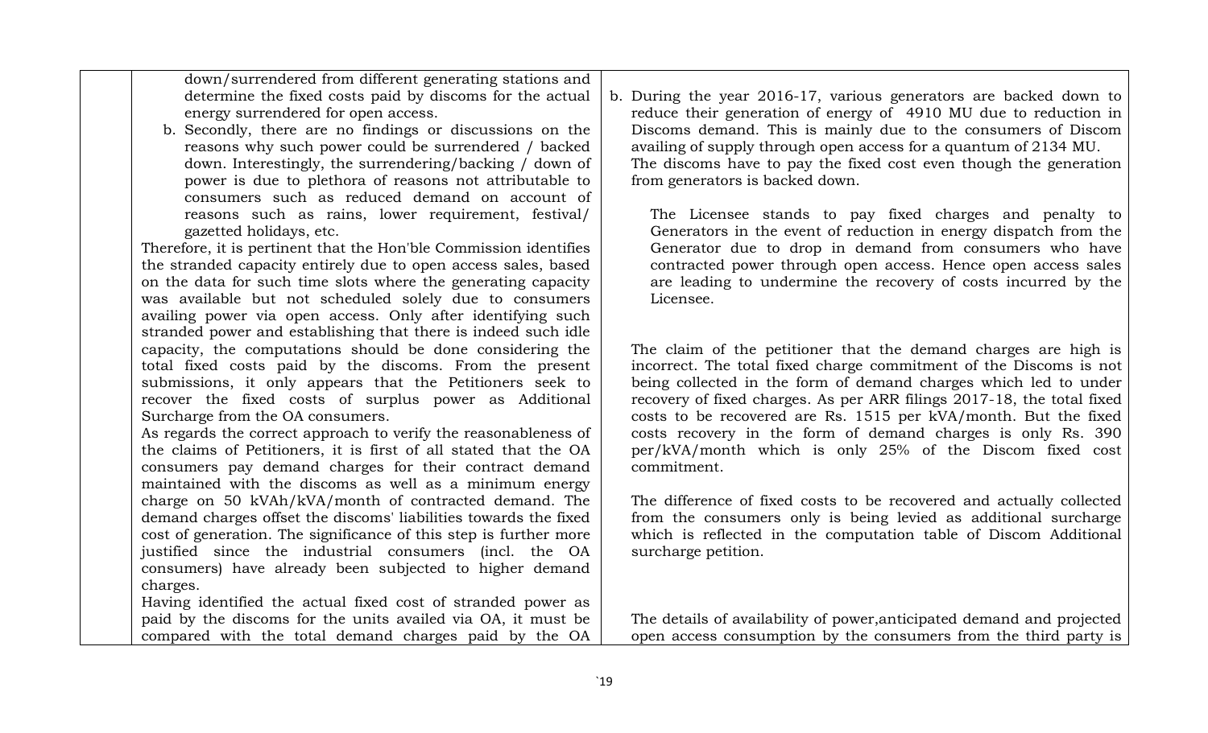| | | |
|---|---|---|
| | down/surrendered from different generating stations and determine the fixed costs paid by discoms for the actual energy surrendered for open access.<br><br>b. Secondly, there are no findings or discussions on the reasons why such power could be surrendered / backed down. Interestingly, the surrendering/backing / down of power is due to plethora of reasons not attributable to consumers such as reduced demand on account of reasons such as rains, lower requirement, festival/ gazetted holidays, etc.<br><br>Therefore, it is pertinent that the Hon'ble Commission identifies the stranded capacity entirely due to open access sales, based on the data for such time slots where the generating capacity was available but not scheduled solely due to consumers availing power via open access. Only after identifying such stranded power and establishing that there is indeed such idle capacity, the computations should be done considering the total fixed costs paid by the discoms. From the present submissions, it only appears that the Petitioners seek to recover the fixed costs of surplus power as Additional Surcharge from the OA consumers.<br><br>As regards the correct approach to verify the reasonableness of the claims of Petitioners, it is first of all stated that the OA consumers pay demand charges for their contract demand maintained with the discoms as well as a minimum energy charge on 50 kVAh/kVA/month of contracted demand. The demand charges offset the discoms' liabilities towards the fixed cost of generation. The significance of this step is further more justified since the industrial consumers (incl. the OA consumers) have already been subjected to higher demand charges.<br><br>Having identified the actual fixed cost of stranded power as paid by the discoms for the units availed via OA, it must be compared with the total demand charges paid by the OA | b. During the year 2016-17, various generators are backed down to reduce their generation of energy of 4910 MU due to reduction in Discoms demand. This is mainly due to the consumers of Discom availing of supply through open access for a quantum of 2134 MU. The discoms have to pay the fixed cost even though the generation from generators is backed down.<br><br>The Licensee stands to pay fixed charges and penalty to Generators in the event of reduction in energy dispatch from the Generator due to drop in demand from consumers who have contracted power through open access. Hence open access sales are leading to undermine the recovery of costs incurred by the Licensee.<br><br>The claim of the petitioner that the demand charges are high is incorrect. The total fixed charge commitment of the Discoms is not being collected in the form of demand charges which led to under recovery of fixed charges. As per ARR filings 2017-18, the total fixed costs to be recovered are Rs. 1515 per kVA/month. But the fixed costs recovery in the form of demand charges is only Rs. 390 per/kVA/month which is only 25% of the Discom fixed cost commitment.<br><br>The difference of fixed costs to be recovered and actually collected from the consumers only is being levied as additional surcharge which is reflected in the computation table of Discom Additional surcharge petition.<br><br>The details of availability of power,anticipated demand and projected open access consumption by the consumers from the third party is |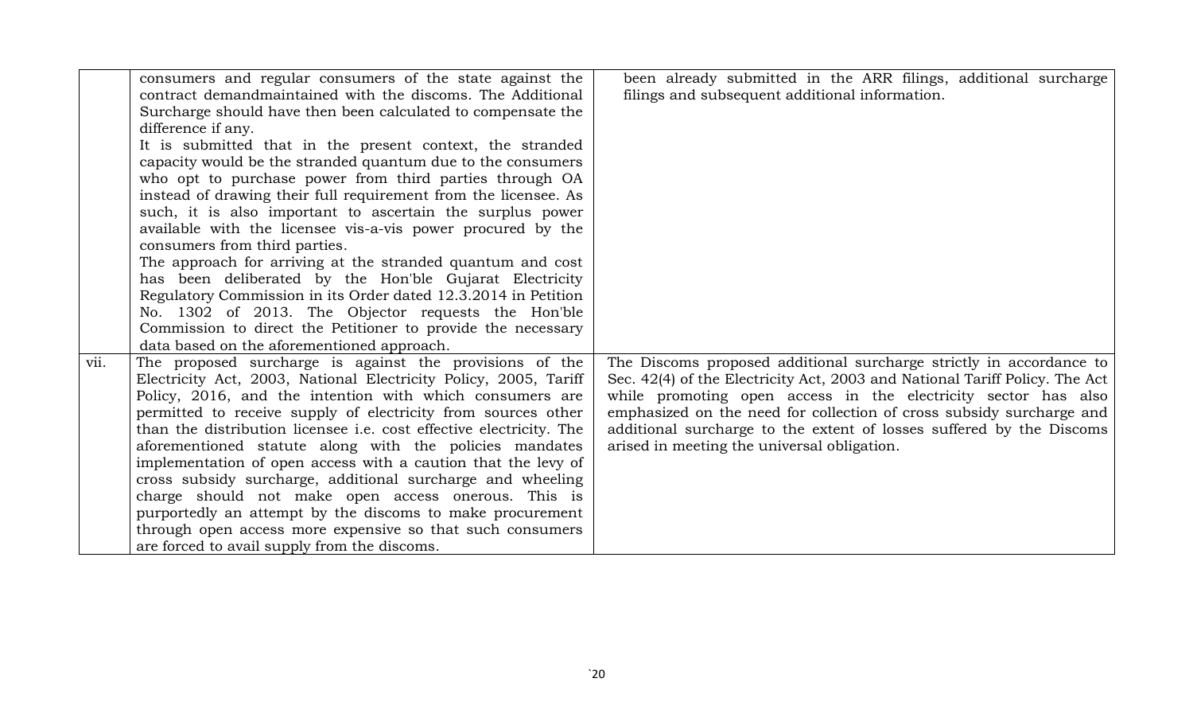| | | |
|---|---|---|
| | consumers and regular consumers of the state against the contract demandmaintained with the discoms. The Additional Surcharge should have then been calculated to compensate the difference if any.<br>It is submitted that in the present context, the stranded capacity would be the stranded quantum due to the consumers who opt to purchase power from third parties through OA instead of drawing their full requirement from the licensee. As such, it is also important to ascertain the surplus power available with the licensee vis-a-vis power procured by the consumers from third parties.<br>The approach for arriving at the stranded quantum and cost has been deliberated by the Hon'ble Gujarat Electricity Regulatory Commission in its Order dated 12.3.2014 in Petition No. 1302 of 2013. The Objector requests the Hon'ble Commission to direct the Petitioner to provide the necessary data based on the aforementioned approach. | been already submitted in the ARR filings, additional surcharge filings and subsequent additional information. |
| vii. | The proposed surcharge is against the provisions of the Electricity Act, 2003, National Electricity Policy, 2005, Tariff Policy, 2016, and the intention with which consumers are permitted to receive supply of electricity from sources other than the distribution licensee i.e. cost effective electricity. The aforementioned statute along with the policies mandates implementation of open access with a caution that the levy of cross subsidy surcharge, additional surcharge and wheeling charge should not make open access onerous. This is purportedly an attempt by the discoms to make procurement through open access more expensive so that such consumers are forced to avail supply from the discoms. | The Discoms proposed additional surcharge strictly in accordance to Sec. 42(4) of the Electricity Act, 2003 and National Tariff Policy. The Act while promoting open access in the electricity sector has also emphasized on the need for collection of cross subsidy surcharge and additional surcharge to the extent of losses suffered by the Discoms arised in meeting the universal obligation. |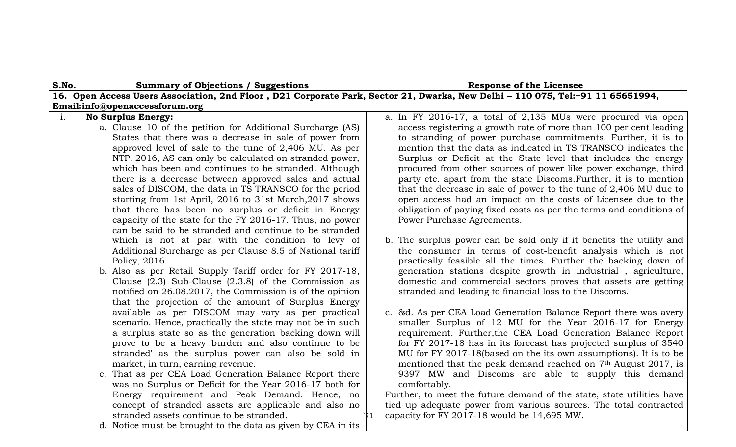| S.No. | Summary of Objections / Suggestions | Response of the Licensee |
|---|---|---|
| **16. Open Access Users Association, 2nd Floor , D21 Corporate Park, Sector 21, Dwarka, New Delhi – 110 075, Tel:+91 11 65651994, Email:info@openaccessforum.org** | | |
| i. | **No Surplus Energy:**<br>a. Clause 10 of the petition for Additional Surcharge (AS) States that there was a decrease in sale of power from approved level of sale to the tune of 2,406 MU. As per NTP, 2016, AS can only be calculated on stranded power, which has been and continues to be stranded. Although there is a decrease between approved sales and actual sales of DISCOM, the data in TS TRANSCO for the period starting from 1st April, 2016 to 31st March,2017 shows that there has been no surplus or deficit in Energy capacity of the state for the FY 2016-17. Thus, no power can be said to be stranded and continue to be stranded which is not at par with the condition to levy of Additional Surcharge as per Clause 8.5 of National tariff Policy, 2016.<br>b. Also as per Retail Supply Tariff order for FY 2017-18, Clause (2.3) Sub-Clause (2.3.8) of the Commission as notified on 26.08.2017, the Commission is of the opinion that the projection of the amount of Surplus Energy available as per DISCOM may vary as per practical scenario. Hence, practically the state may not be in such a surplus state so as the generation backing down will prove to be a heavy burden and also continue to be stranded' as the surplus power can also be sold in market, in turn, earning revenue.<br>c. That as per CEA Load Generation Balance Report there was no Surplus or Deficit for the Year 2016-17 both for Energy requirement and Peak Demand. Hence, no concept of stranded assets are applicable and also no stranded assets continue to be stranded.<br>d. Notice must be brought to the data as given by CEA in its | a. In FY 2016-17, a total of 2,135 MUs were procured via open access registering a growth rate of more than 100 per cent leading to stranding of power purchase commitments. Further, it is to mention that the data as indicated in TS TRANSCO indicates the Surplus or Deficit at the State level that includes the energy procured from other sources of power like power exchange, third party etc. apart from the state Discoms.Further, it is to mention that the decrease in sale of power to the tune of 2,406 MU due to open access had an impact on the costs of Licensee due to the obligation of paying fixed costs as per the terms and conditions of Power Purchase Agreements.<br><br>b. The surplus power can be sold only if it benefits the utility and the consumer in terms of cost-benefit analysis which is not practically feasible all the times. Further the backing down of generation stations despite growth in industrial , agriculture, domestic and commercial sectors proves that assets are getting stranded and leading to financial loss to the Discoms.<br><br>c. &d. As per CEA Load Generation Balance Report there was avery smaller Surplus of 12 MU for the Year 2016-17 for Energy requirement. Further,the CEA Load Generation Balance Report for FY 2017-18 has in its forecast has projected surplus of 3540 MU for FY 2017-18(based on the its own assumptions). It is to be mentioned that the peak demand reached on 7th August 2017, is 9397 MW and Discoms are able to supply this demand comfortably.<br>Further, to meet the future demand of the state, state utilities have tied up adequate power from various sources. The total contracted capacity for FY 2017-18 would be 14,695 MW. |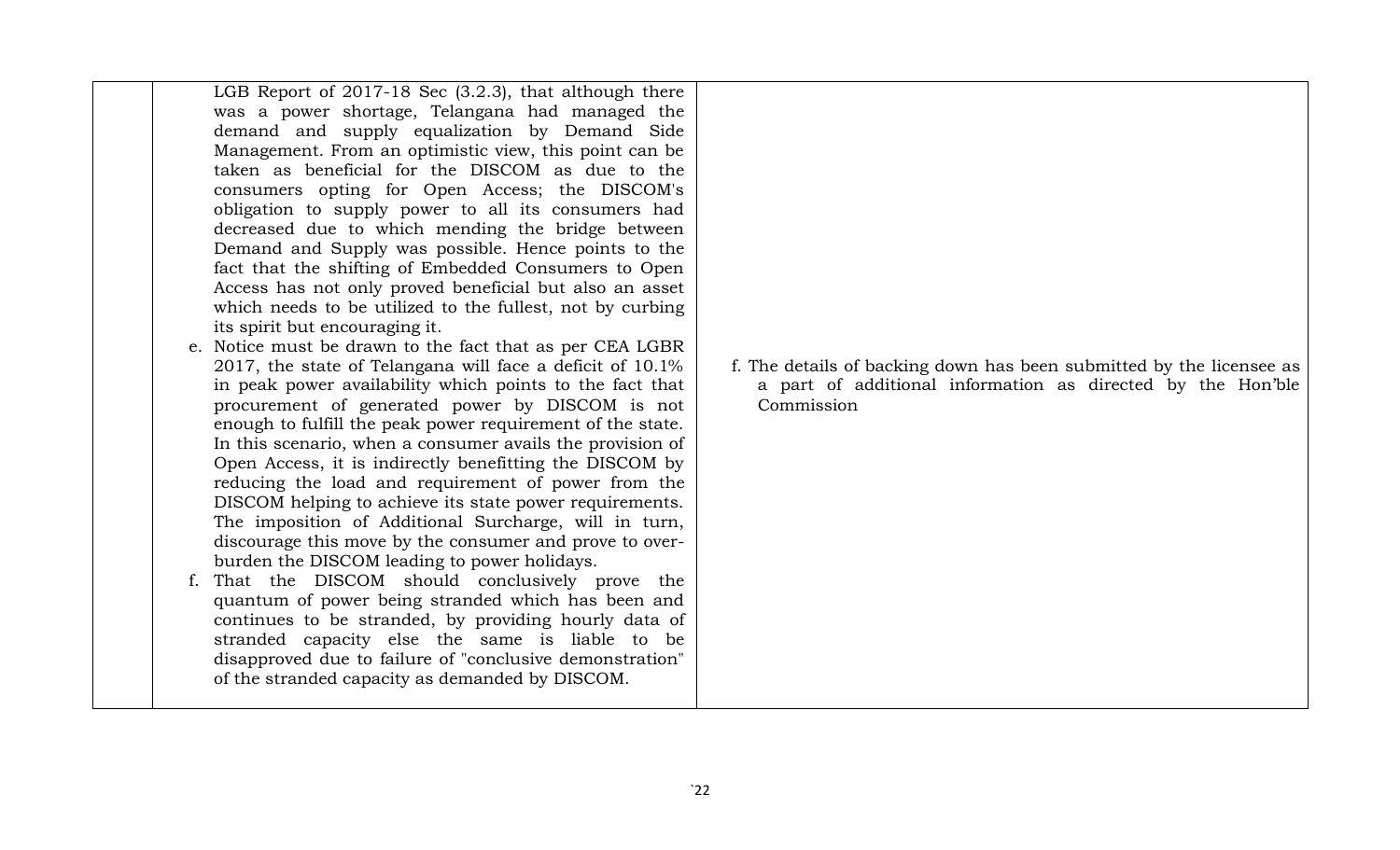| | | |
|---|---|---|
| | LGB Report of 2017-18 Sec (3.2.3), that although there was a power shortage, Telangana had managed the demand and supply equalization by Demand Side Management. From an optimistic view, this point can be taken as beneficial for the DISCOM as due to the consumers opting for Open Access; the DISCOM's obligation to supply power to all its consumers had decreased due to which mending the bridge between Demand and Supply was possible. Hence points to the fact that the shifting of Embedded Consumers to Open Access has not only proved beneficial but also an asset which needs to be utilized to the fullest, not by curbing its spirit but encouraging it.<br>e. Notice must be drawn to the fact that as per CEA LGBR 2017, the state of Telangana will face a deficit of 10.1% in peak power availability which points to the fact that procurement of generated power by DISCOM is not enough to fulfill the peak power requirement of the state. In this scenario, when a consumer avails the provision of Open Access, it is indirectly benefitting the DISCOM by reducing the load and requirement of power from the DISCOM helping to achieve its state power requirements. The imposition of Additional Surcharge, will in turn, discourage this move by the consumer and prove to over-burden the DISCOM leading to power holidays.<br>f. That the DISCOM should conclusively prove the quantum of power being stranded which has been and continues to be stranded, by providing hourly data of stranded capacity else the same is liable to be disapproved due to failure of "conclusive demonstration" of the stranded capacity as demanded by DISCOM. | f. The details of backing down has been submitted by the licensee as a part of additional information as directed by the Hon'ble Commission |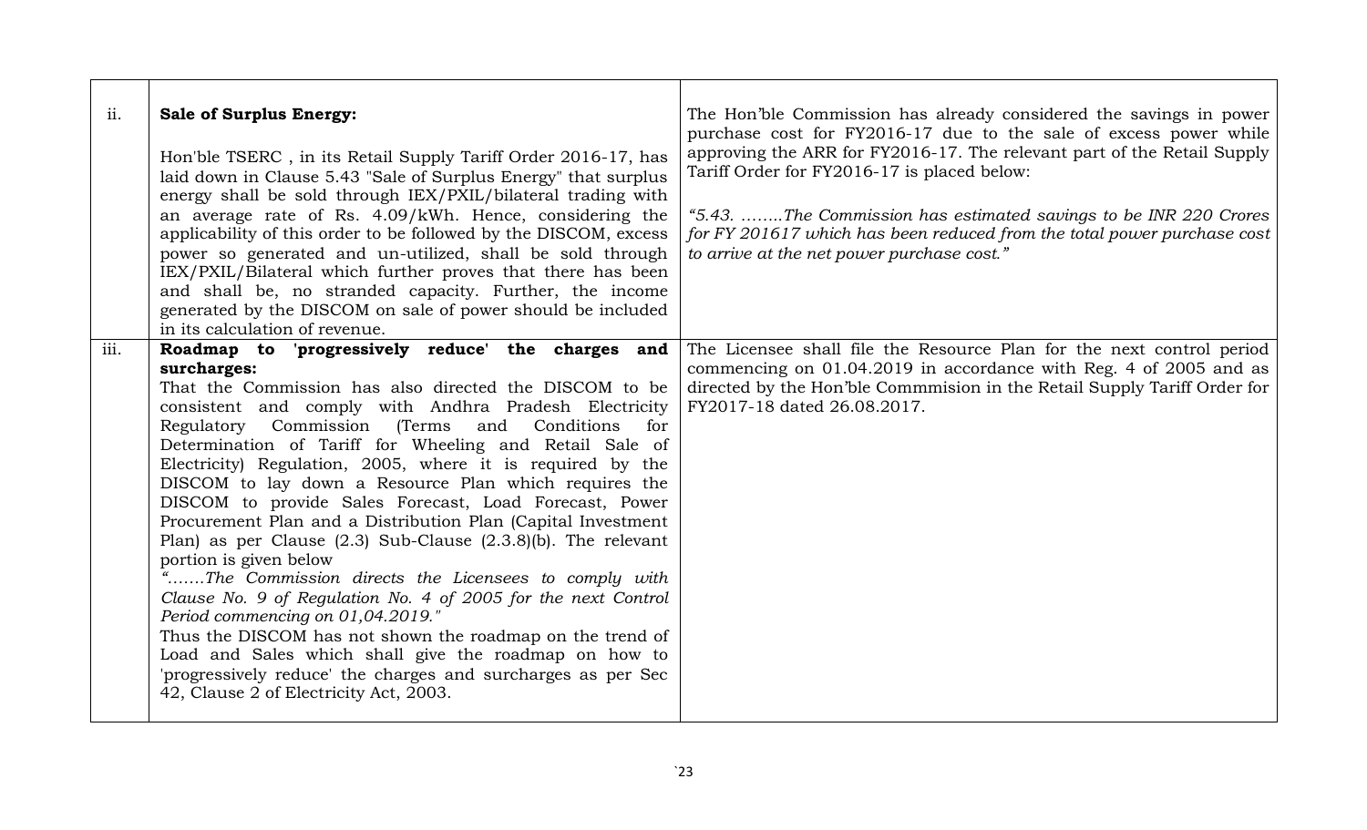| | | |
|---|---|---|
| ii. | **Sale of Surplus Energy:**<br><br>Hon'ble TSERC , in its Retail Supply Tariff Order 2016-17, has laid down in Clause 5.43 "Sale of Surplus Energy" that surplus energy shall be sold through IEX/PXIL/bilateral trading with an average rate of Rs. 4.09/kWh. Hence, considering the applicability of this order to be followed by the DISCOM, excess power so generated and un-utilized, shall be sold through IEX/PXIL/Bilateral which further proves that there has been and shall be, no stranded capacity. Further, the income generated by the DISCOM on sale of power should be included in its calculation of revenue. | The Hon'ble Commission has already considered the savings in power purchase cost for FY2016-17 due to the sale of excess power while approving the ARR for FY2016-17. The relevant part of the Retail Supply Tariff Order for FY2016-17 is placed below:<br><br>*"5.43. ........The Commission has estimated savings to be INR 220 Crores for FY 201617 which has been reduced from the total power purchase cost to arrive at the net power purchase cost."* |
| iii. | **Roadmap to 'progressively reduce' the charges and surcharges:**<br>That the Commission has also directed the DISCOM to be consistent and comply with Andhra Pradesh Electricity Regulatory Commission (Terms and Conditions for Determination of Tariff for Wheeling and Retail Sale of Electricity) Regulation, 2005, where it is required by the DISCOM to lay down a Resource Plan which requires the DISCOM to provide Sales Forecast, Load Forecast, Power Procurement Plan and a Distribution Plan (Capital Investment Plan) as per Clause (2.3) Sub-Clause (2.3.8)(b). The relevant portion is given below<br>*".......The Commission directs the Licensees to comply with Clause No. 9 of Regulation No. 4 of 2005 for the next Control Period commencing on 01,04.2019."*<br>Thus the DISCOM has not shown the roadmap on the trend of Load and Sales which shall give the roadmap on how to 'progressively reduce' the charges and surcharges as per Sec 42, Clause 2 of Electricity Act, 2003. | The Licensee shall file the Resource Plan for the next control period commencing on 01.04.2019 in accordance with Reg. 4 of 2005 and as directed by the Hon'ble Commmision in the Retail Supply Tariff Order for FY2017-18 dated 26.08.2017. |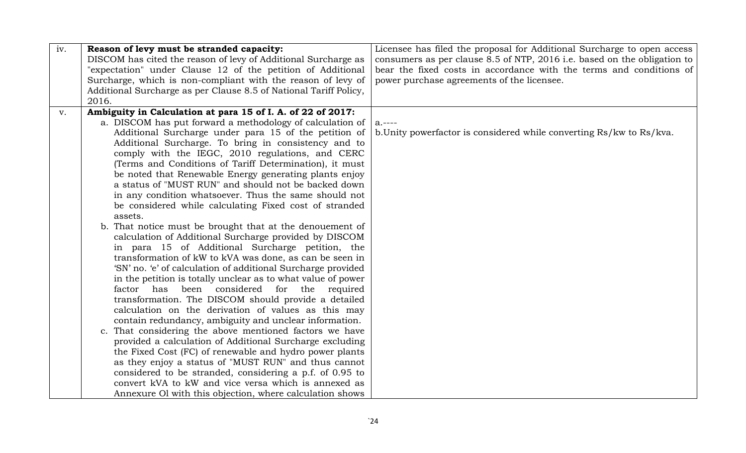| | | |
|---|---|---|
| iv. | **Reason of levy must be stranded capacity:**<br>DISCOM has cited the reason of levy of Additional Surcharge as "expectation" under Clause 12 of the petition of Additional Surcharge, which is non-compliant with the reason of levy of Additional Surcharge as per Clause 8.5 of National Tariff Policy, 2016. | Licensee has filed the proposal for Additional Surcharge to open access consumers as per clause 8.5 of NTP, 2016 i.e. based on the obligation to bear the fixed costs in accordance with the terms and conditions of power purchase agreements of the licensee. |
| v. | **Ambiguity in Calculation at para 15 of I. A. of 22 of 2017:**<br>a. DISCOM has put forward a methodology of calculation of Additional Surcharge under para 15 of the petition of Additional Surcharge. To bring in consistency and to comply with the IEGC, 2010 regulations, and CERC (Terms and Conditions of Tariff Determination), it must be noted that Renewable Energy generating plants enjoy a status of "MUST RUN" and should not be backed down in any condition whatsoever. Thus the same should not be considered while calculating Fixed cost of stranded assets.<br>b. That notice must be brought that at the denouement of calculation of Additional Surcharge provided by DISCOM in para 15 of Additional Surcharge petition, the transformation of kW to kVA was done, as can be seen in 'SN' no. 'e' of calculation of additional Surcharge provided in the petition is totally unclear as to what value of power factor has been considered for the required transformation. The DISCOM should provide a detailed calculation on the derivation of values as this may contain redundancy, ambiguity and unclear information.<br>c. That considering the above mentioned factors we have provided a calculation of Additional Surcharge excluding the Fixed Cost (FC) of renewable and hydro power plants as they enjoy a status of "MUST RUN" and thus cannot considered to be stranded, considering a p.f. of 0.95 to convert kVA to kW and vice versa which is annexed as Annexure Ol with this objection, where calculation shows | a.----<br>b.Unity powerfactor is considered while converting Rs/kw to Rs/kva. |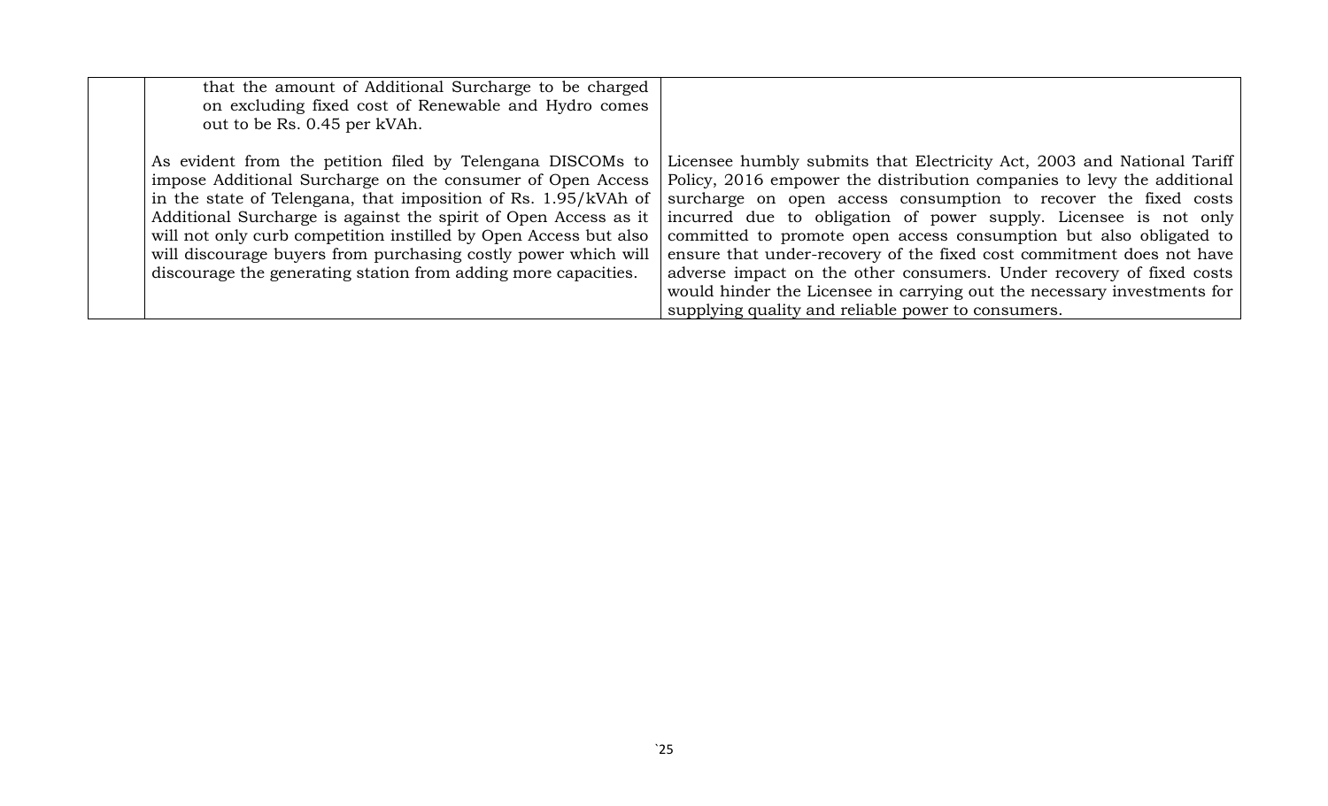| | | |
|---|---|---|
| | that the amount of Additional Surcharge to be charged on excluding fixed cost of Renewable and Hydro comes out to be Rs. 0.45 per kVAh.<br><br>As evident from the petition filed by Telengana DISCOMs to impose Additional Surcharge on the consumer of Open Access in the state of Telengana, that imposition of Rs. 1.95/kVAh of Additional Surcharge is against the spirit of Open Access as it will not only curb competition instilled by Open Access but also will discourage buyers from purchasing costly power which will discourage the generating station from adding more capacities. | Licensee humbly submits that Electricity Act, 2003 and National Tariff Policy, 2016 empower the distribution companies to levy the additional surcharge on open access consumption to recover the fixed costs incurred due to obligation of power supply. Licensee is not only committed to promote open access consumption but also obligated to ensure that under-recovery of the fixed cost commitment does not have adverse impact on the other consumers. Under recovery of fixed costs would hinder the Licensee in carrying out the necessary investments for supplying quality and reliable power to consumers. |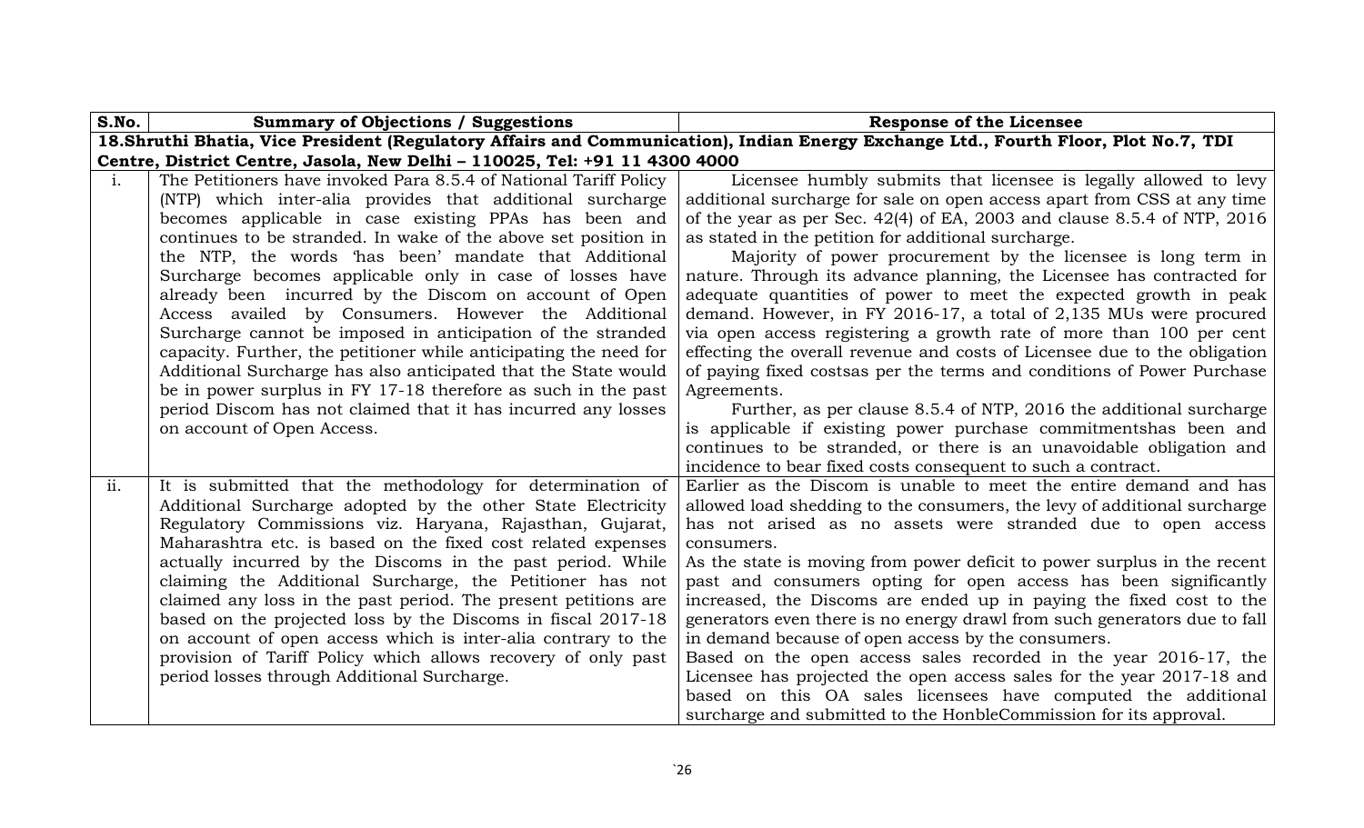| S.No. | Summary of Objections / Suggestions | Response of the Licensee |
|---|---|---|
| **18.Shruthi Bhatia, Vice President (Regulatory Affairs and Communication), Indian Energy Exchange Ltd., Fourth Floor, Plot No.7, TDI Centre, District Centre, Jasola, New Delhi – 110025, Tel: +91 11 4300 4000** | | |
| i. | The Petitioners have invoked Para 8.5.4 of National Tariff Policy (NTP) which inter-alia provides that additional surcharge becomes applicable in case existing PPAs has been and continues to be stranded. In wake of the above set position in the NTP, the words 'has been' mandate that Additional Surcharge becomes applicable only in case of losses have already been incurred by the Discom on account of Open Access availed by Consumers. However the Additional Surcharge cannot be imposed in anticipation of the stranded capacity. Further, the petitioner while anticipating the need for Additional Surcharge has also anticipated that the State would be in power surplus in FY 17-18 therefore as such in the past period Discom has not claimed that it has incurred any losses on account of Open Access. | Licensee humbly submits that licensee is legally allowed to levy additional surcharge for sale on open access apart from CSS at any time of the year as per Sec. 42(4) of EA, 2003 and clause 8.5.4 of NTP, 2016 as stated in the petition for additional surcharge.<br>Majority of power procurement by the licensee is long term in nature. Through its advance planning, the Licensee has contracted for adequate quantities of power to meet the expected growth in peak demand. However, in FY 2016-17, a total of 2,135 MUs were procured via open access registering a growth rate of more than 100 per cent effecting the overall revenue and costs of Licensee due to the obligation of paying fixed costsas per the terms and conditions of Power Purchase Agreements.<br>Further, as per clause 8.5.4 of NTP, 2016 the additional surcharge is applicable if existing power purchase commitmentshas been and continues to be stranded, or there is an unavoidable obligation and incidence to bear fixed costs consequent to such a contract. |
| ii. | It is submitted that the methodology for determination of Additional Surcharge adopted by the other State Electricity Regulatory Commissions viz. Haryana, Rajasthan, Gujarat, Maharashtra etc. is based on the fixed cost related expenses actually incurred by the Discoms in the past period. While claiming the Additional Surcharge, the Petitioner has not claimed any loss in the past period. The present petitions are based on the projected loss by the Discoms in fiscal 2017-18 on account of open access which is inter-alia contrary to the provision of Tariff Policy which allows recovery of only past period losses through Additional Surcharge. | Earlier as the Discom is unable to meet the entire demand and has allowed load shedding to the consumers, the levy of additional surcharge has not arised as no assets were stranded due to open access consumers.<br>As the state is moving from power deficit to power surplus in the recent past and consumers opting for open access has been significantly increased, the Discoms are ended up in paying the fixed cost to the generators even there is no energy drawl from such generators due to fall in demand because of open access by the consumers.<br>Based on the open access sales recorded in the year 2016-17, the Licensee has projected the open access sales for the year 2017-18 and based on this OA sales licensees have computed the additional surcharge and submitted to the HonbleCommission for its approval. |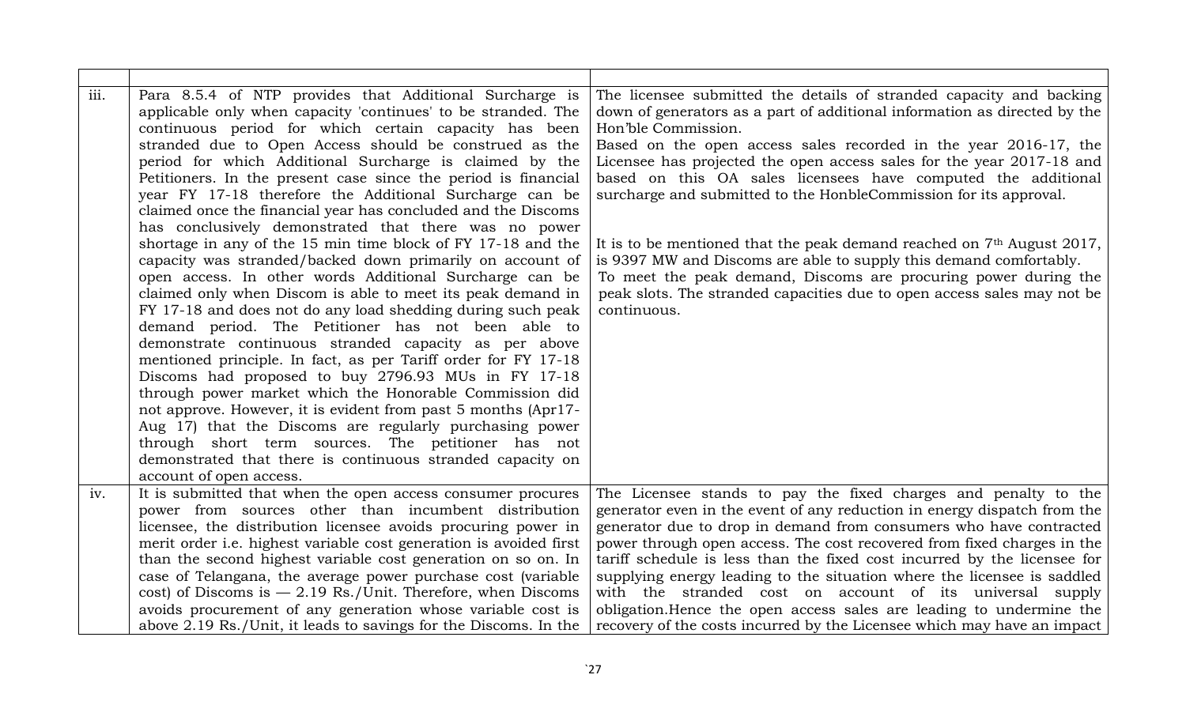| | | |
|---|---|---|
| iii. | Para 8.5.4 of NTP provides that Additional Surcharge is applicable only when capacity 'continues' to be stranded. The continuous period for which certain capacity has been stranded due to Open Access should be construed as the period for which Additional Surcharge is claimed by the Petitioners. In the present case since the period is financial year FY 17-18 therefore the Additional Surcharge can be claimed once the financial year has concluded and the Discoms has conclusively demonstrated that there was no power shortage in any of the 15 min time block of FY 17-18 and the capacity was stranded/backed down primarily on account of open access. In other words Additional Surcharge can be claimed only when Discom is able to meet its peak demand in FY 17-18 and does not do any load shedding during such peak demand period. The Petitioner has not been able to demonstrate continuous stranded capacity as per above mentioned principle. In fact, as per Tariff order for FY 17-18 Discoms had proposed to buy 2796.93 MUs in FY 17-18 through power market which the Honorable Commission did not approve. However, it is evident from past 5 months (Apr17-Aug 17) that the Discoms are regularly purchasing power through short term sources. The petitioner has not demonstrated that there is continuous stranded capacity on account of open access. | The licensee submitted the details of stranded capacity and backing down of generators as a part of additional information as directed by the Hon'ble Commission.<br>Based on the open access sales recorded in the year 2016-17, the Licensee has projected the open access sales for the year 2017-18 and based on this OA sales licensees have computed the additional surcharge and submitted to the HonbleCommission for its approval.<br><br>It is to be mentioned that the peak demand reached on 7th August 2017, is 9397 MW and Discoms are able to supply this demand comfortably.<br>To meet the peak demand, Discoms are procuring power during the peak slots. The stranded capacities due to open access sales may not be continuous. |
| iv. | It is submitted that when the open access consumer procures power from sources other than incumbent distribution licensee, the distribution licensee avoids procuring power in merit order i.e. highest variable cost generation is avoided first than the second highest variable cost generation on so on. In case of Telangana, the average power purchase cost (variable cost) of Discoms is — 2.19 Rs./Unit. Therefore, when Discoms avoids procurement of any generation whose variable cost is above 2.19 Rs./Unit, it leads to savings for the Discoms. In the | The Licensee stands to pay the fixed charges and penalty to the generator even in the event of any reduction in energy dispatch from the generator due to drop in demand from consumers who have contracted power through open access. The cost recovered from fixed charges in the tariff schedule is less than the fixed cost incurred by the licensee for supplying energy leading to the situation where the licensee is saddled with the stranded cost on account of its universal supply obligation.Hence the open access sales are leading to undermine the recovery of the costs incurred by the Licensee which may have an impact |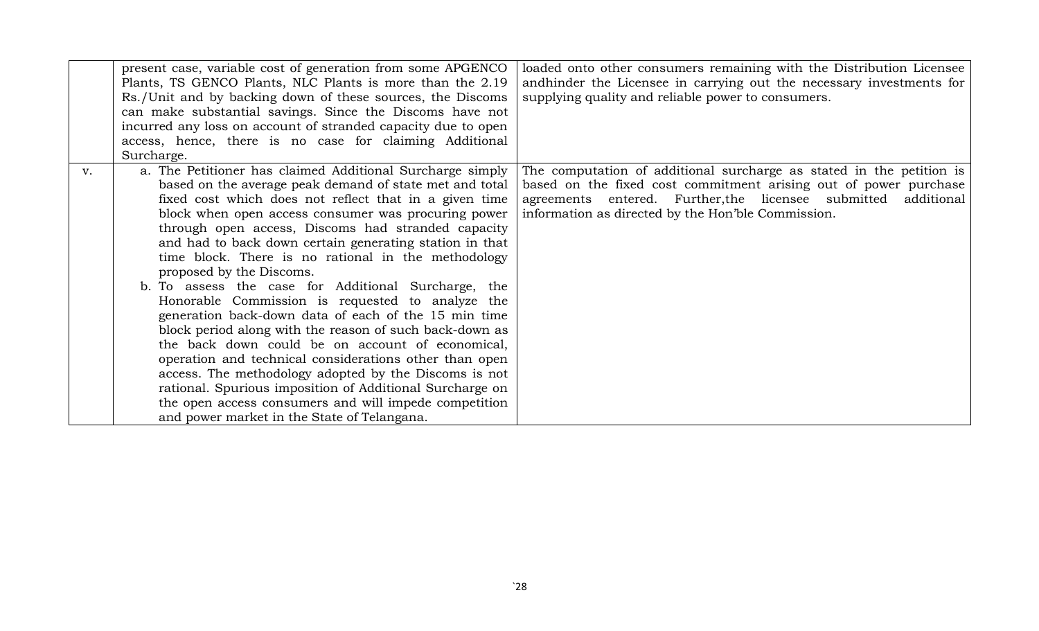| | | |
|---|---|---|
| | present case, variable cost of generation from some APGENCO Plants, TS GENCO Plants, NLC Plants is more than the 2.19 Rs./Unit and by backing down of these sources, the Discoms can make substantial savings. Since the Discoms have not incurred any loss on account of stranded capacity due to open access, hence, there is no case for claiming Additional Surcharge. | loaded onto other consumers remaining with the Distribution Licensee andhinder the Licensee in carrying out the necessary investments for supplying quality and reliable power to consumers. |
| v. | a. The Petitioner has claimed Additional Surcharge simply based on the average peak demand of state met and total fixed cost which does not reflect that in a given time block when open access consumer was procuring power through open access, Discoms had stranded capacity and had to back down certain generating station in that time block. There is no rational in the methodology proposed by the Discoms.<br>b. To assess the case for Additional Surcharge, the Honorable Commission is requested to analyze the generation back-down data of each of the 15 min time block period along with the reason of such back-down as the back down could be on account of economical, operation and technical considerations other than open access. The methodology adopted by the Discoms is not rational. Spurious imposition of Additional Surcharge on the open access consumers and will impede competition and power market in the State of Telangana. | The computation of additional surcharge as stated in the petition is based on the fixed cost commitment arising out of power purchase agreements entered. Further,the licensee submitted additional information as directed by the Hon'ble Commission. |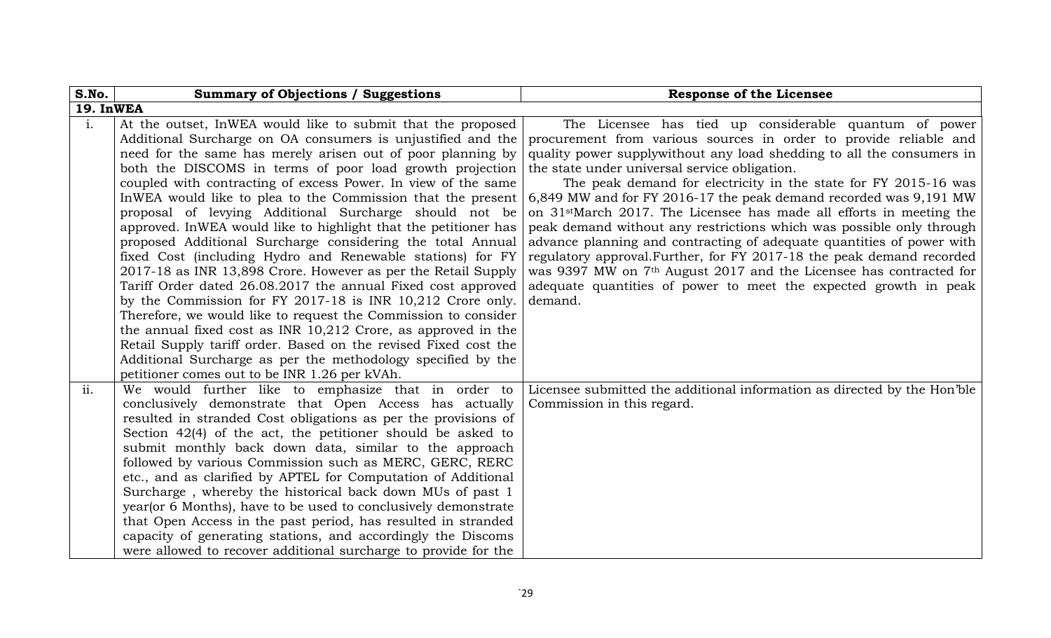| S.No. | Summary of Objections / Suggestions | Response of the Licensee |
|---|---|---|
| **19. InWEA** | | |
| i. | At the outset, InWEA would like to submit that the proposed Additional Surcharge on OA consumers is unjustified and the need for the same has merely arisen out of poor planning by both the DISCOMS in terms of poor load growth projection coupled with contracting of excess Power. In view of the same InWEA would like to plea to the Commission that the present proposal of levying Additional Surcharge should not be approved. InWEA would like to highlight that the petitioner has proposed Additional Surcharge considering the total Annual fixed Cost (including Hydro and Renewable stations) for FY 2017-18 as INR 13,898 Crore. However as per the Retail Supply Tariff Order dated 26.08.2017 the annual Fixed cost approved by the Commission for FY 2017-18 is INR 10,212 Crore only. Therefore, we would like to request the Commission to consider the annual fixed cost as INR 10,212 Crore, as approved in the Retail Supply tariff order. Based on the revised Fixed cost the Additional Surcharge as per the methodology specified by the petitioner comes out to be INR 1.26 per kVAh. | The Licensee has tied up considerable quantum of power procurement from various sources in order to provide reliable and quality power supplywithout any load shedding to all the consumers in the state under universal service obligation.<br><br>The peak demand for electricity in the state for FY 2015-16 was 6,849 MW and for FY 2016-17 the peak demand recorded was 9,191 MW on 31stMarch 2017. The Licensee has made all efforts in meeting the peak demand without any restrictions which was possible only through advance planning and contracting of adequate quantities of power with regulatory approval.Further, for FY 2017-18 the peak demand recorded was 9397 MW on 7th August 2017 and the Licensee has contracted for adequate quantities of power to meet the expected growth in peak demand. |
| ii. | We would further like to emphasize that in order to conclusively demonstrate that Open Access has actually resulted in stranded Cost obligations as per the provisions of Section 42(4) of the act, the petitioner should be asked to submit monthly back down data, similar to the approach followed by various Commission such as MERC, GERC, RERC etc., and as clarified by APTEL for Computation of Additional Surcharge , whereby the historical back down MUs of past 1 year(or 6 Months), have to be used to conclusively demonstrate that Open Access in the past period, has resulted in stranded capacity of generating stations, and accordingly the Discoms were allowed to recover additional surcharge to provide for the | Licensee submitted the additional information as directed by the Hon'ble Commission in this regard. |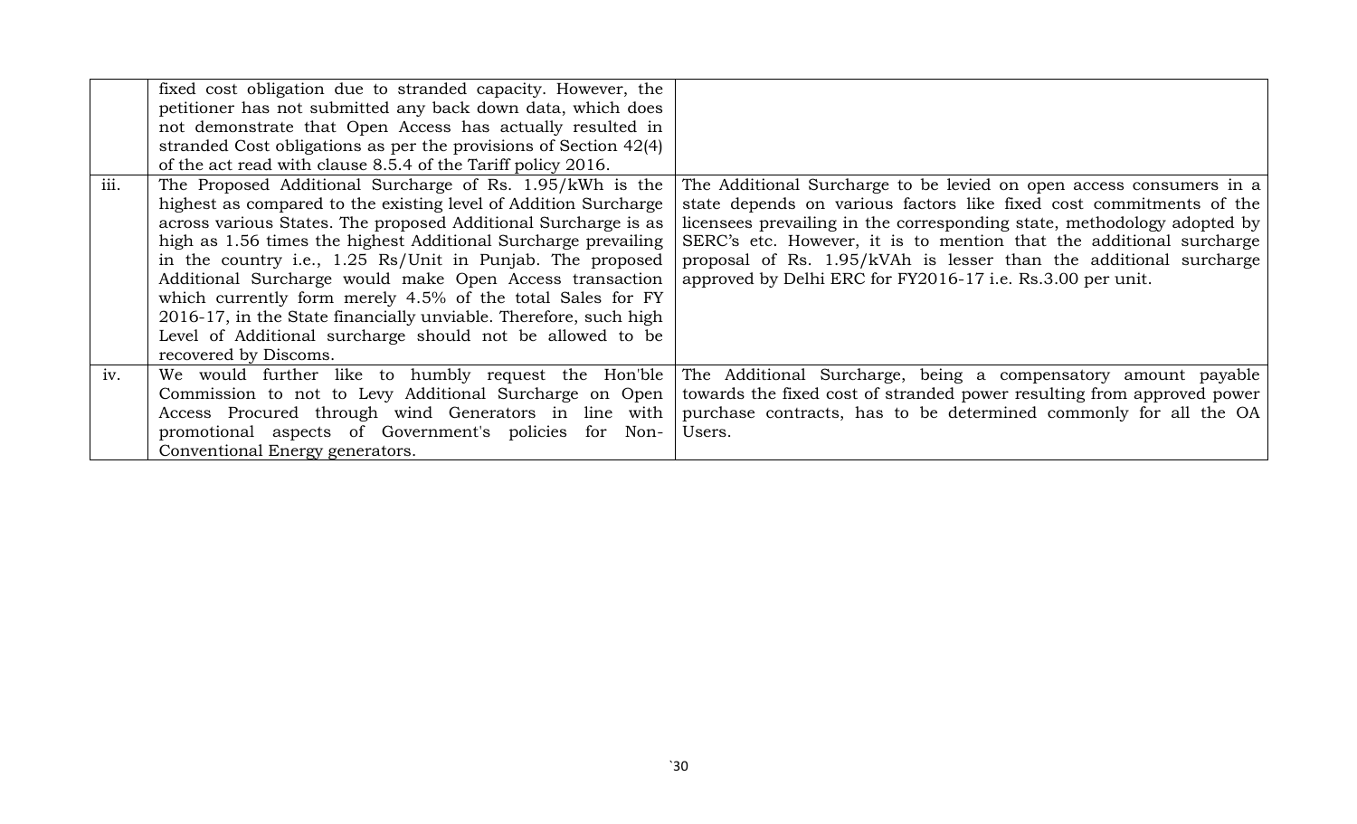| | | |
|---|---|---|
| | fixed cost obligation due to stranded capacity. However, the petitioner has not submitted any back down data, which does not demonstrate that Open Access has actually resulted in stranded Cost obligations as per the provisions of Section 42(4) of the act read with clause 8.5.4 of the Tariff policy 2016. | |
| iii. | The Proposed Additional Surcharge of Rs. 1.95/kWh is the highest as compared to the existing level of Addition Surcharge across various States. The proposed Additional Surcharge is as high as 1.56 times the highest Additional Surcharge prevailing in the country i.e., 1.25 Rs/Unit in Punjab. The proposed Additional Surcharge would make Open Access transaction which currently form merely 4.5% of the total Sales for FY 2016-17, in the State financially unviable. Therefore, such high Level of Additional surcharge should not be allowed to be recovered by Discoms. | The Additional Surcharge to be levied on open access consumers in a state depends on various factors like fixed cost commitments of the licensees prevailing in the corresponding state, methodology adopted by SERC's etc. However, it is to mention that the additional surcharge proposal of Rs. 1.95/kVAh is lesser than the additional surcharge approved by Delhi ERC for FY2016-17 i.e. Rs.3.00 per unit. |
| iv. | We would further like to humbly request the Hon'ble Commission to not to Levy Additional Surcharge on Open Access Procured through wind Generators in line with promotional aspects of Government's policies for Non-Conventional Energy generators. | The Additional Surcharge, being a compensatory amount payable towards the fixed cost of stranded power resulting from approved power purchase contracts, has to be determined commonly for all the OA Users. |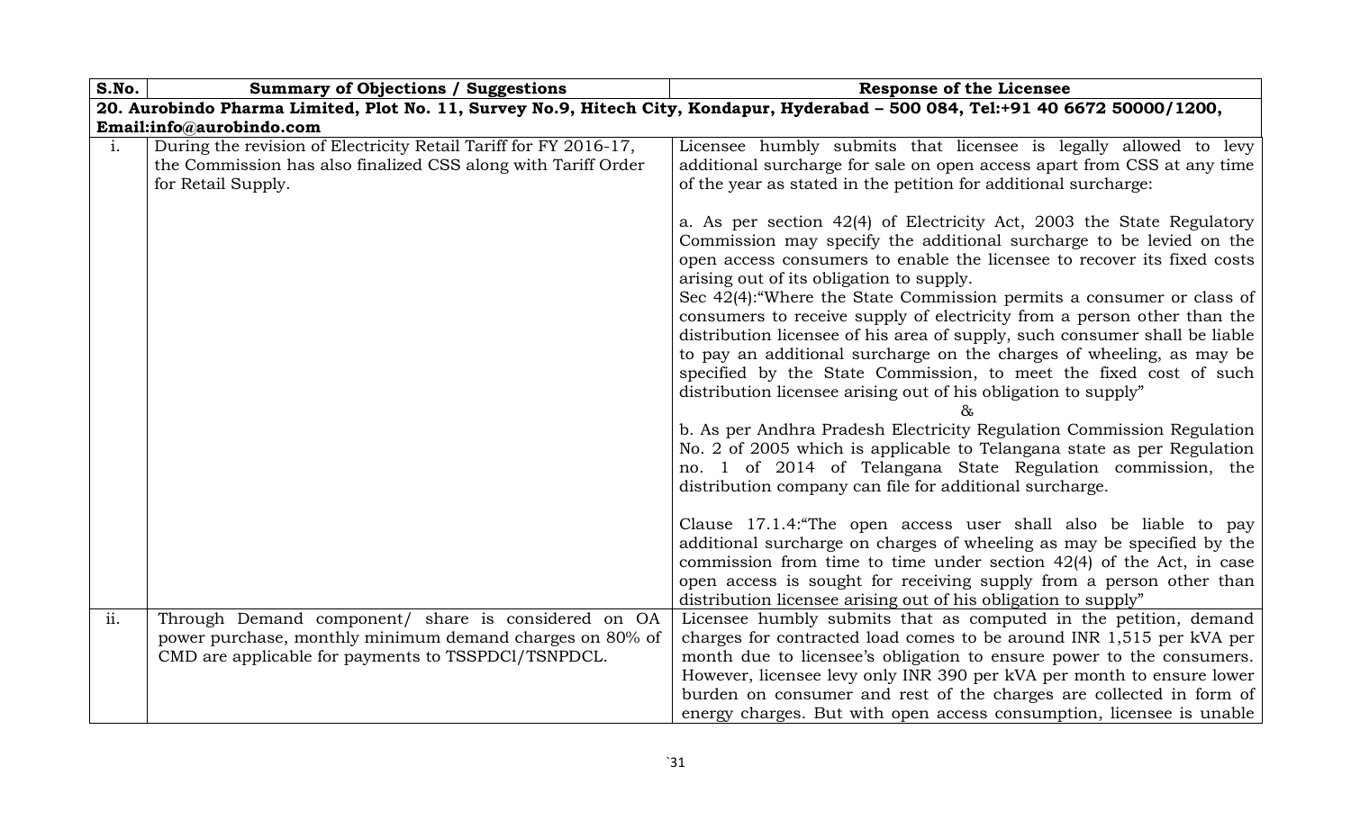| S.No. | Summary of Objections / Suggestions | Response of the Licensee |
|---|---|---|
| **20. Aurobindo Pharma Limited, Plot No. 11, Survey No.9, Hitech City, Kondapur, Hyderabad – 500 084, Tel:+91 40 6672 50000/1200, Email:info@aurobindo.com** | | |
| i. | During the revision of Electricity Retail Tariff for FY 2016-17, the Commission has also finalized CSS along with Tariff Order for Retail Supply. | Licensee humbly submits that licensee is legally allowed to levy additional surcharge for sale on open access apart from CSS at any time of the year as stated in the petition for additional surcharge:<br><br>a. As per section 42(4) of Electricity Act, 2003 the State Regulatory Commission may specify the additional surcharge to be levied on the open access consumers to enable the licensee to recover its fixed costs arising out of its obligation to supply.<br>Sec 42(4):"Where the State Commission permits a consumer or class of consumers to receive supply of electricity from a person other than the distribution licensee of his area of supply, such consumer shall be liable to pay an additional surcharge on the charges of wheeling, as may be specified by the State Commission, to meet the fixed cost of such distribution licensee arising out of his obligation to supply"<br>&<br>b. As per Andhra Pradesh Electricity Regulation Commission Regulation No. 2 of 2005 which is applicable to Telangana state as per Regulation no. 1 of 2014 of Telangana State Regulation commission, the distribution company can file for additional surcharge.<br><br>Clause 17.1.4:"The open access user shall also be liable to pay additional surcharge on charges of wheeling as may be specified by the commission from time to time under section 42(4) of the Act, in case open access is sought for receiving supply from a person other than distribution licensee arising out of his obligation to supply" |
| ii. | Through Demand component/ share is considered on OA power purchase, monthly minimum demand charges on 80% of CMD are applicable for payments to TSSPDCl/TSNPDCL. | Licensee humbly submits that as computed in the petition, demand charges for contracted load comes to be around INR 1,515 per kVA per month due to licensee's obligation to ensure power to the consumers. However, licensee levy only INR 390 per kVA per month to ensure lower burden on consumer and rest of the charges are collected in form of energy charges. But with open access consumption, licensee is unable |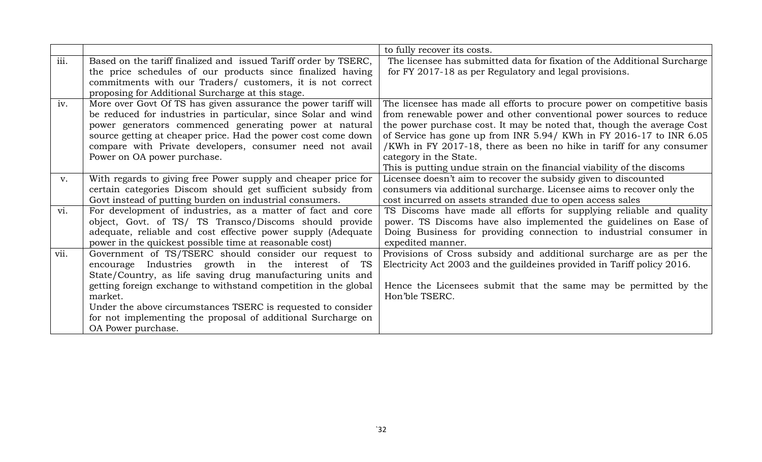| | | |
|---|---|---|
| | | to fully recover its costs. |
| iii. | Based on the tariff finalized and issued Tariff order by TSERC, the price schedules of our products since finalized having commitments with our Traders/ customers, it is not correct proposing for Additional Surcharge at this stage. | The licensee has submitted data for fixation of the Additional Surcharge for FY 2017-18 as per Regulatory and legal provisions. |
| iv. | More over Govt Of TS has given assurance the power tariff will be reduced for industries in particular, since Solar and wind power generators commenced generating power at natural source getting at cheaper price. Had the power cost come down compare with Private developers, consumer need not avail Power on OA power purchase. | The licensee has made all efforts to procure power on competitive basis from renewable power and other conventional power sources to reduce the power purchase cost. It may be noted that, though the average Cost of Service has gone up from INR 5.94/ KWh in FY 2016-17 to INR 6.05 /KWh in FY 2017-18, there as been no hike in tariff for any consumer category in the State.<br>This is putting undue strain on the financial viability of the discoms |
| v. | With regards to giving free Power supply and cheaper price for certain categories Discom should get sufficient subsidy from Govt instead of putting burden on industrial consumers. | Licensee doesn't aim to recover the subsidy given to discounted consumers via additional surcharge. Licensee aims to recover only the cost incurred on assets stranded due to open access sales |
| vi. | For development of industries, as a matter of fact and core object, Govt. of TS/ TS Transco/Discoms should provide adequate, reliable and cost effective power supply (Adequate power in the quickest possible time at reasonable cost) | TS Discoms have made all efforts for supplying reliable and quality power. TS Discoms have also implemented the guidelines on Ease of Doing Business for providing connection to industrial consumer in expedited manner. |
| vii. | Government of TS/TSERC should consider our request to encourage Industries growth in the interest of TS State/Country, as life saving drug manufacturing units and getting foreign exchange to withstand competition in the global market.<br>Under the above circumstances TSERC is requested to consider for not implementing the proposal of additional Surcharge on OA Power purchase. | Provisions of Cross subsidy and additional surcharge are as per the Electricity Act 2003 and the guildeines provided in Tariff policy 2016.<br><br>Hence the Licensees submit that the same may be permitted by the Hon'ble TSERC. |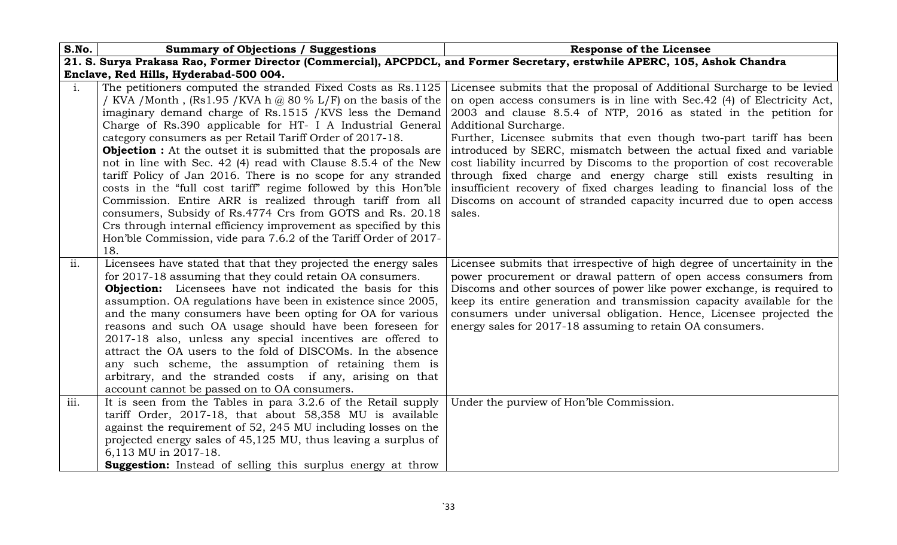| S.No. | Summary of Objections / Suggestions | Response of the Licensee |
|---|---|---|
| **21. S. Surya Prakasa Rao, Former Director (Commercial), APCPDCL, and Former Secretary, erstwhile APERC, 105, Ashok Chandra Enclave, Red Hills, Hyderabad-500 004.** | | |
| i. | The petitioners computed the stranded Fixed Costs as Rs.1125 / KVA /Month , (Rs1.95 /KVA h @ 80 % L/F) on the basis of the imaginary demand charge of Rs.1515 /KVS less the Demand Charge of Rs.390 applicable for HT- I A Industrial General category consumers as per Retail Tariff Order of 2017-18.<br>**Objection :** At the outset it is submitted that the proposals are not in line with Sec. 42 (4) read with Clause 8.5.4 of the New tariff Policy of Jan 2016. There is no scope for any stranded costs in the "full cost tariff" regime followed by this Hon'ble Commission. Entire ARR is realized through tariff from all consumers, Subsidy of Rs.4774 Crs from GOTS and Rs. 20.18 Crs through internal efficiency improvement as specified by this Hon'ble Commission, vide para 7.6.2 of the Tariff Order of 2017-18. | Licensee submits that the proposal of Additional Surcharge to be levied on open access consumers is in line with Sec.42 (4) of Electricity Act, 2003 and clause 8.5.4 of NTP, 2016 as stated in the petition for Additional Surcharge.<br>Further, Licensee submits that even though two-part tariff has been introduced by SERC, mismatch between the actual fixed and variable cost liability incurred by Discoms to the proportion of cost recoverable through fixed charge and energy charge still exists resulting in insufficient recovery of fixed charges leading to financial loss of the Discoms on account of stranded capacity incurred due to open access sales. |
| ii. | Licensees have stated that that they projected the energy sales for 2017-18 assuming that they could retain OA consumers.<br>**Objection:** Licensees have not indicated the basis for this assumption. OA regulations have been in existence since 2005, and the many consumers have been opting for OA for various reasons and such OA usage should have been foreseen for 2017-18 also, unless any special incentives are offered to attract the OA users to the fold of DISCOMs. In the absence any such scheme, the assumption of retaining them is arbitrary, and the stranded costs if any, arising on that account cannot be passed on to OA consumers. | Licensee submits that irrespective of high degree of uncertainity in the power procurement or drawal pattern of open access consumers from Discoms and other sources of power like power exchange, is required to keep its entire generation and transmission capacity available for the consumers under universal obligation. Hence, Licensee projected the energy sales for 2017-18 assuming to retain OA consumers. |
| iii. | It is seen from the Tables in para 3.2.6 of the Retail supply tariff Order, 2017-18, that about 58,358 MU is available against the requirement of 52, 245 MU including losses on the projected energy sales of 45,125 MU, thus leaving a surplus of 6,113 MU in 2017-18.<br>**Suggestion:** Instead of selling this surplus energy at throw | Under the purview of Hon'ble Commission. |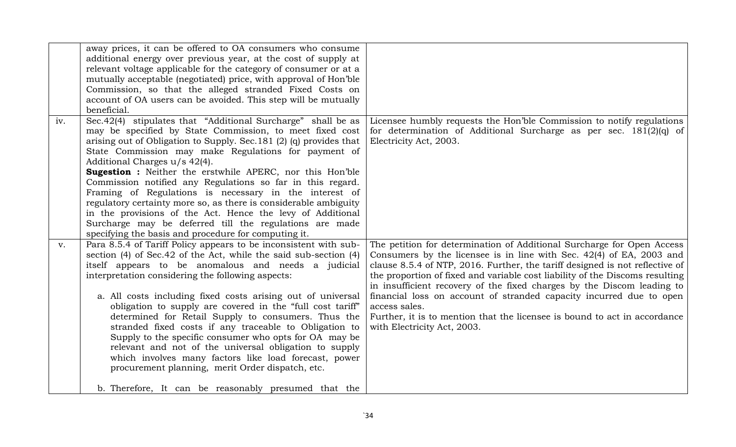| | | |
|---|---|---|
| | away prices, it can be offered to OA consumers who consume additional energy over previous year, at the cost of supply at relevant voltage applicable for the category of consumer or at a mutually acceptable (negotiated) price, with approval of Hon'ble Commission, so that the alleged stranded Fixed Costs on account of OA users can be avoided. This step will be mutually beneficial. | |
| iv. | Sec.42(4) stipulates that "Additional Surcharge" shall be as may be specified by State Commission, to meet fixed cost arising out of Obligation to Supply. Sec.181 (2) (q) provides that State Commission may make Regulations for payment of Additional Charges u/s 42(4).<br>**Sugestion :** Neither the erstwhile APERC, nor this Hon'ble Commission notified any Regulations so far in this regard. Framing of Regulations is necessary in the interest of regulatory certainty more so, as there is considerable ambiguity in the provisions of the Act. Hence the levy of Additional Surcharge may be deferred till the regulations are made specifying the basis and procedure for computing it. | Licensee humbly requests the Hon'ble Commission to notify regulations for determination of Additional Surcharge as per sec. 181(2)(q) of Electricity Act, 2003. |
| v. | Para 8.5.4 of Tariff Policy appears to be inconsistent with sub-section (4) of Sec.42 of the Act, while the said sub-section (4) itself appears to be anomalous and needs a judicial interpretation considering the following aspects:<br><br>a. All costs including fixed costs arising out of universal obligation to supply are covered in the "full cost tariff" determined for Retail Supply to consumers. Thus the stranded fixed costs if any traceable to Obligation to Supply to the specific consumer who opts for OA may be relevant and not of the universal obligation to supply which involves many factors like load forecast, power procurement planning, merit Order dispatch, etc.<br><br>b. Therefore, It can be reasonably presumed that the | The petition for determination of Additional Surcharge for Open Access Consumers by the licensee is in line with Sec. 42(4) of EA, 2003 and clause 8.5.4 of NTP, 2016. Further, the tariff designed is not reflective of the proportion of fixed and variable cost liability of the Discoms resulting in insufficient recovery of the fixed charges by the Discom leading to financial loss on account of stranded capacity incurred due to open access sales.<br>Further, it is to mention that the licensee is bound to act in accordance with Electricity Act, 2003. |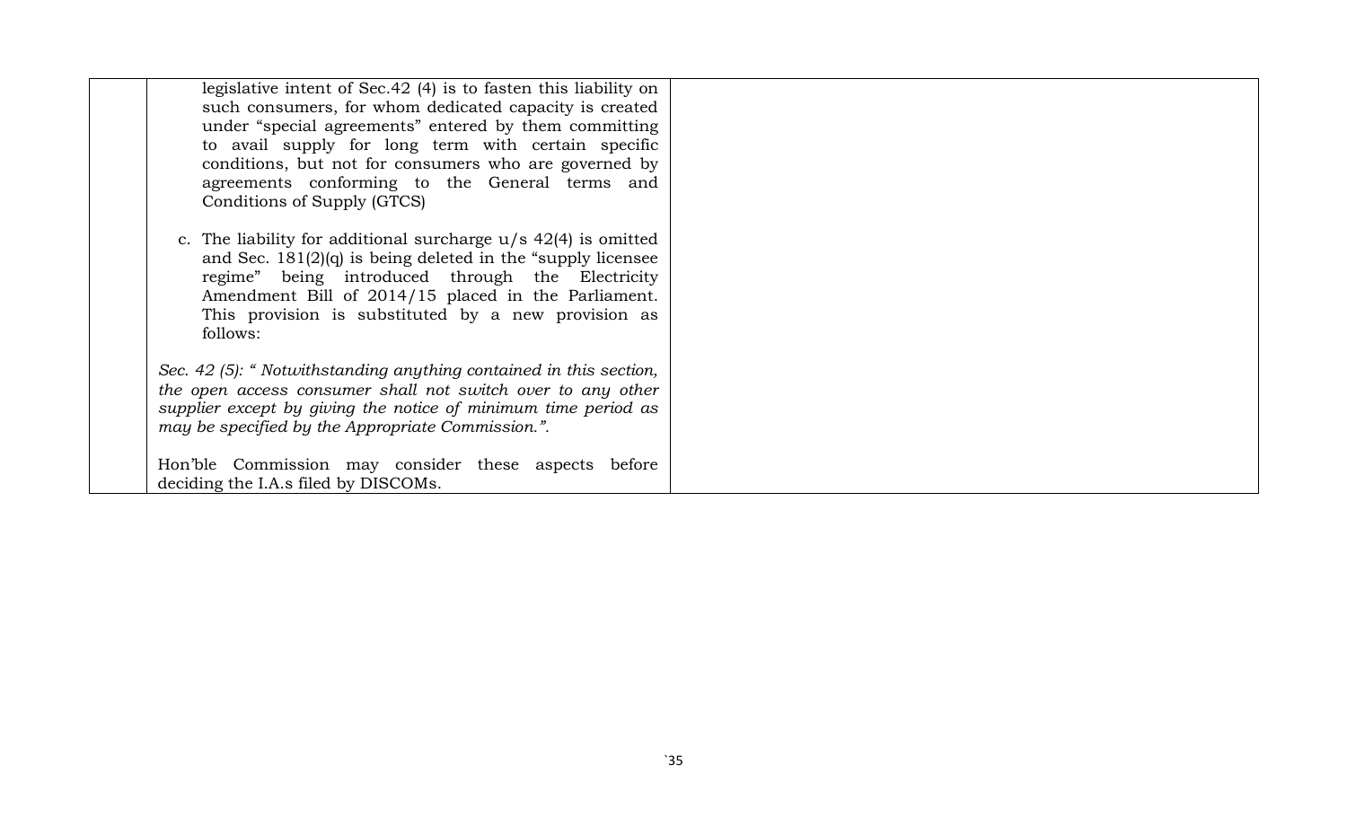| | | |
|---|---|---|
| | legislative intent of Sec.42 (4) is to fasten this liability on such consumers, for whom dedicated capacity is created under "special agreements" entered by them committing to avail supply for long term with certain specific conditions, but not for consumers who are governed by agreements conforming to the General terms and Conditions of Supply (GTCS)<br><br>c. The liability for additional surcharge u/s 42(4) is omitted and Sec. 181(2)(q) is being deleted in the "supply licensee regime" being introduced through the Electricity Amendment Bill of 2014/15 placed in the Parliament. This provision is substituted by a new provision as follows:<br><br>*Sec. 42 (5): " Notwithstanding anything contained in this section, the open access consumer shall not switch over to any other supplier except by giving the notice of minimum time period as may be specified by the Appropriate Commission.".*<br><br>Hon'ble Commission may consider these aspects before deciding the I.A.s filed by DISCOMs. | |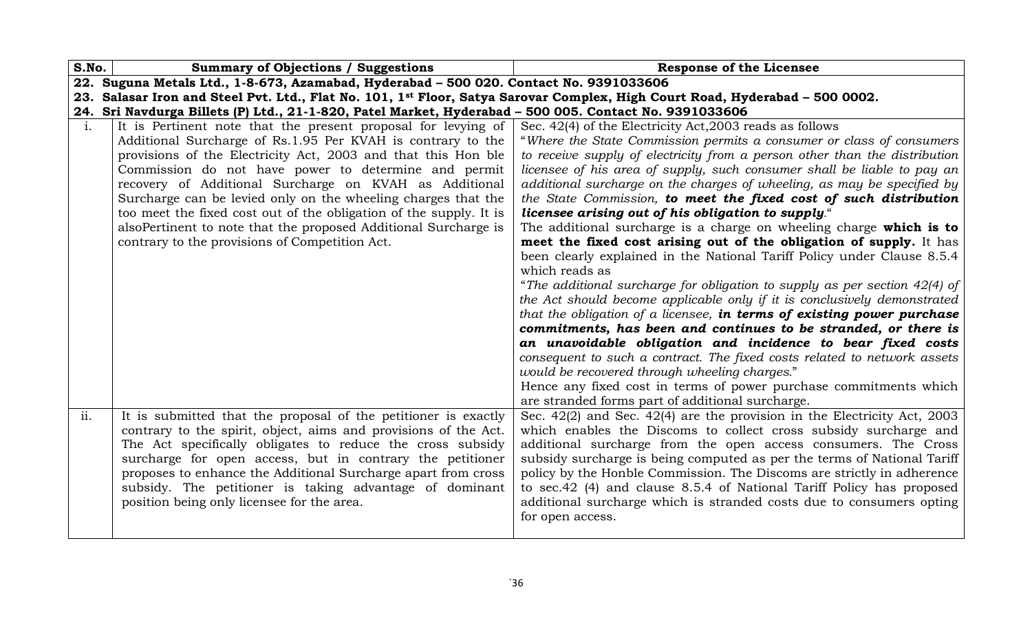| S.No. | Summary of Objections / Suggestions | Response of the Licensee |
|---|---|---|
| **22. Suguna Metals Ltd., 1-8-673, Azamabad, Hyderabad – 500 020. Contact No. 9391033606** | | |
| **23. Salasar Iron and Steel Pvt. Ltd., Flat No. 101, 1st Floor, Satya Sarovar Complex, High Court Road, Hyderabad – 500 0002.** | | |
| **24. Sri Navdurga Billets (P) Ltd., 21-1-820, Patel Market, Hyderabad – 500 005. Contact No. 9391033606** | | |
| i. | It is Pertinent note that the present proposal for levying of Additional Surcharge of Rs.1.95 Per KVAH is contrary to the provisions of the Electricity Act, 2003 and that this Hon ble Commission do not have power to determine and permit recovery of Additional Surcharge on KVAH as Additional Surcharge can be levied only on the wheeling charges that the too meet the fixed cost out of the obligation of the supply. It is alsoPertinent to note that the proposed Additional Surcharge is contrary to the provisions of Competition Act. | Sec. 42(4) of the Electricity Act,2003 reads as follows<br>"*Where the State Commission permits a consumer or class of consumers to receive supply of electricity from a person other than the distribution licensee of his area of supply, such consumer shall be liable to pay an additional surcharge on the charges of wheeling, as may be specified by the State Commission, **to meet the fixed cost of such distribution licensee arising out of his obligation to supply**.*"<br>The additional surcharge is a charge on wheeling charge **which is to meet the fixed cost arising out of the obligation of supply.** It has been clearly explained in the National Tariff Policy under Clause 8.5.4 which reads as<br>"*The additional surcharge for obligation to supply as per section 42(4) of the Act should become applicable only if it is conclusively demonstrated that the obligation of a licensee, **in terms of existing power purchase commitments, has been and continues to be stranded, or there is an unavoidable obligation and incidence to bear fixed costs** consequent to such a contract. The fixed costs related to network assets would be recovered through wheeling charges.*"<br>Hence any fixed cost in terms of power purchase commitments which are stranded forms part of additional surcharge. |
| ii. | It is submitted that the proposal of the petitioner is exactly contrary to the spirit, object, aims and provisions of the Act. The Act specifically obligates to reduce the cross subsidy surcharge for open access, but in contrary the petitioner proposes to enhance the Additional Surcharge apart from cross subsidy. The petitioner is taking advantage of dominant position being only licensee for the area. | Sec. 42(2) and Sec. 42(4) are the provision in the Electricity Act, 2003 which enables the Discoms to collect cross subsidy surcharge and additional surcharge from the open access consumers. The Cross subsidy surcharge is being computed as per the terms of National Tariff policy by the Honble Commission. The Discoms are strictly in adherence to sec.42 (4) and clause 8.5.4 of National Tariff Policy has proposed additional surcharge which is stranded costs due to consumers opting for open access. |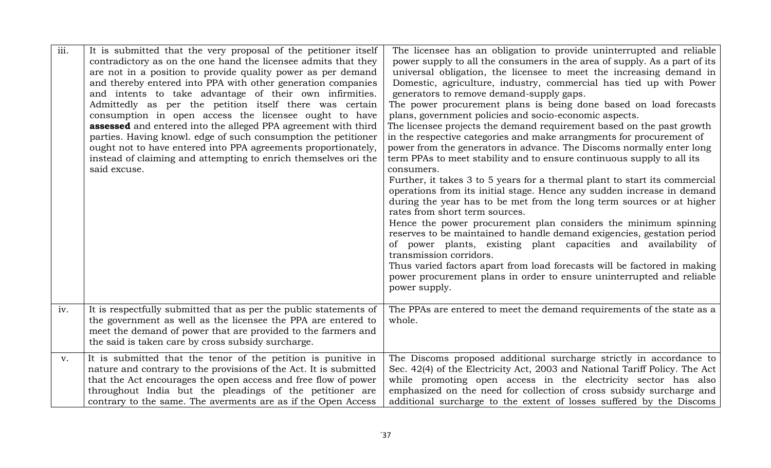| | | |
|---|---|---|
| iii. | It is submitted that the very proposal of the petitioner itself contradictory as on the one hand the licensee admits that they are not in a position to provide quality power as per demand and thereby entered into PPA with other generation companies and intents to take advantage of their own infirmities. Admittedly as per the petition itself there was certain consumption in open access the licensee ought to have **assessed** and entered into the alleged PPA agreement with third parties. Having knowl. edge of such consumption the petitioner ought not to have entered into PPA agreements proportionately, instead of claiming and attempting to enrich themselves ori the said excuse. | The licensee has an obligation to provide uninterrupted and reliable power supply to all the consumers in the area of supply. As a part of its universal obligation, the licensee to meet the increasing demand in Domestic, agriculture, industry, commercial has tied up with Power generators to remove demand-supply gaps.<br>The power procurement plans is being done based on load forecasts plans, government policies and socio-economic aspects.<br>The licensee projects the demand requirement based on the past growth in the respective categories and make arrangments for procurement of power from the generators in advance. The Discoms normally enter long term PPAs to meet stability and to ensure continuous supply to all its consumers.<br>Further, it takes 3 to 5 years for a thermal plant to start its commercial operations from its initial stage. Hence any sudden increase in demand during the year has to be met from the long term sources or at higher rates from short term sources.<br>Hence the power procurement plan considers the minimum spinning reserves to be maintained to handle demand exigencies, gestation period of power plants, existing plant capacities and availability of transmission corridors.<br>Thus varied factors apart from load forecasts will be factored in making power procurement plans in order to ensure uninterrupted and reliable power supply. |
| iv. | It is respectfully submitted that as per the public statements of the government as well as the licensee the PPA are entered to meet the demand of power that are provided to the farmers and the said is taken care by cross subsidy surcharge. | The PPAs are entered to meet the demand requirements of the state as a whole. |
| v. | It is submitted that the tenor of the petition is punitive in nature and contrary to the provisions of the Act. It is submitted that the Act encourages the open access and free flow of power throughout India but the pleadings of the petitioner are contrary to the same. The averments are as if the Open Access | The Discoms proposed additional surcharge strictly in accordance to Sec. 42(4) of the Electricity Act, 2003 and National Tariff Policy. The Act while promoting open access in the electricity sector has also emphasized on the need for collection of cross subsidy surcharge and additional surcharge to the extent of losses suffered by the Discoms |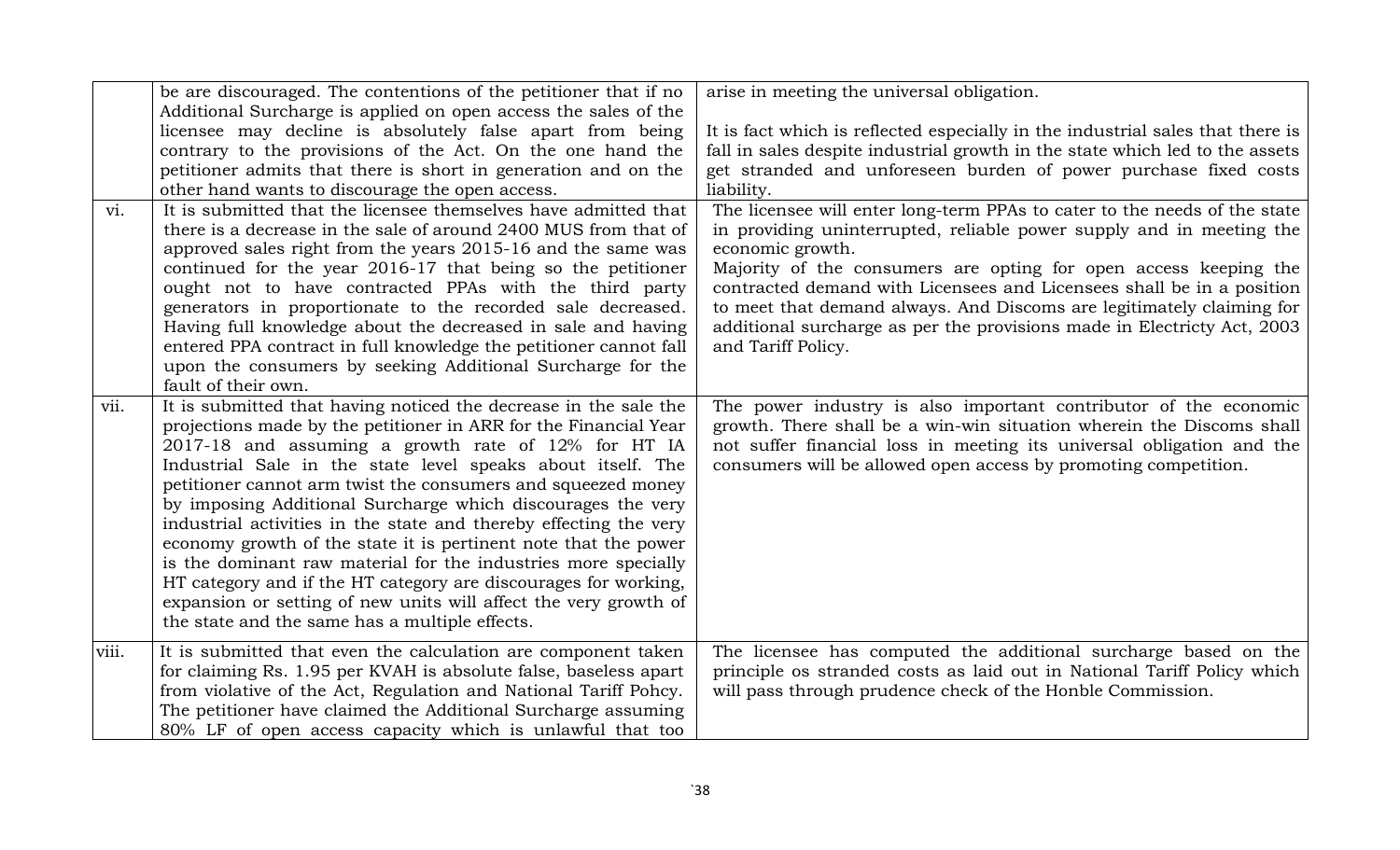| | | |
|---|---|---|
| | be are discouraged. The contentions of the petitioner that if no Additional Surcharge is applied on open access the sales of the licensee may decline is absolutely false apart from being contrary to the provisions of the Act. On the one hand the petitioner admits that there is short in generation and on the other hand wants to discourage the open access. | arise in meeting the universal obligation.<br><br>It is fact which is reflected especially in the industrial sales that there is fall in sales despite industrial growth in the state which led to the assets get stranded and unforeseen burden of power purchase fixed costs liability. |
| vi. | It is submitted that the licensee themselves have admitted that there is a decrease in the sale of around 2400 MUS from that of approved sales right from the years 2015-16 and the same was continued for the year 2016-17 that being so the petitioner ought not to have contracted PPAs with the third party generators in proportionate to the recorded sale decreased. Having full knowledge about the decreased in sale and having entered PPA contract in full knowledge the petitioner cannot fall upon the consumers by seeking Additional Surcharge for the fault of their own. | The licensee will enter long-term PPAs to cater to the needs of the state in providing uninterrupted, reliable power supply and in meeting the economic growth.<br>Majority of the consumers are opting for open access keeping the contracted demand with Licensees and Licensees shall be in a position to meet that demand always. And Discoms are legitimately claiming for additional surcharge as per the provisions made in Electricty Act, 2003 and Tariff Policy. |
| vii. | It is submitted that having noticed the decrease in the sale the projections made by the petitioner in ARR for the Financial Year 2017-18 and assuming a growth rate of 12% for HT IA Industrial Sale in the state level speaks about itself. The petitioner cannot arm twist the consumers and squeezed money by imposing Additional Surcharge which discourages the very industrial activities in the state and thereby effecting the very economy growth of the state it is pertinent note that the power is the dominant raw material for the industries more specially HT category and if the HT category are discourages for working, expansion or setting of new units will affect the very growth of the state and the same has a multiple effects. | The power industry is also important contributor of the economic growth. There shall be a win-win situation wherein the Discoms shall not suffer financial loss in meeting its universal obligation and the consumers will be allowed open access by promoting competition. |
| viii. | It is submitted that even the calculation are component taken for claiming Rs. 1.95 per KVAH is absolute false, baseless apart from violative of the Act, Regulation and National Tariff Pohcy. The petitioner have claimed the Additional Surcharge assuming 80% LF of open access capacity which is unlawful that too | The licensee has computed the additional surcharge based on the principle os stranded costs as laid out in National Tariff Policy which will pass through prudence check of the Honble Commission. |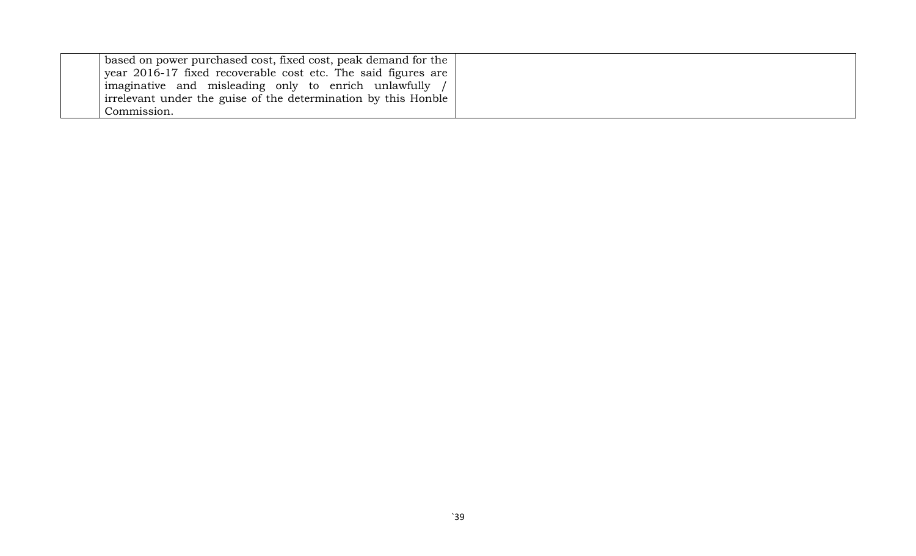|  | based on power purchased cost, fixed cost, peak demand for the year 2016-17 fixed recoverable cost etc. The said figures are imaginative and misleading only to enrich unlawfully / irrelevant under the guise of the determination by this Honble Commission. |  |
|---|---|---|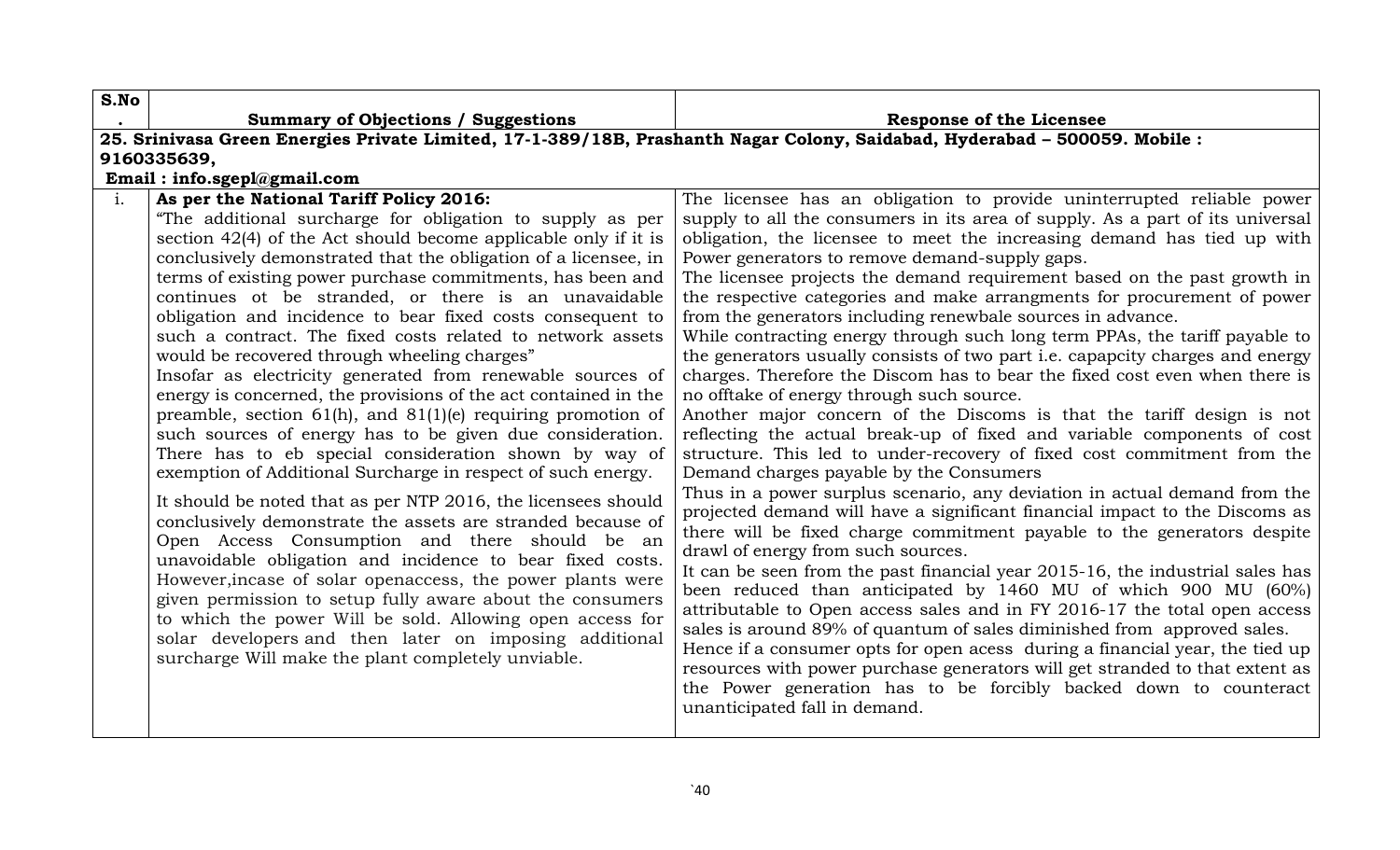| S.No. | Summary of Objections / Suggestions | Response of the Licensee |
|---|---|---|
| **25. Srinivasa Green Energies Private Limited, 17-1-389/18B, Prashanth Nagar Colony, Saidabad, Hyderabad – 500059. Mobile : 9160335639, Email : info.sgepl@gmail.com** | | |
| i. | **As per the National Tariff Policy 2016:**<br>"The additional surcharge for obligation to supply as per section 42(4) of the Act should become applicable only if it is conclusively demonstrated that the obligation of a licensee, in terms of existing power purchase commitments, has been and continues ot be stranded, or there is an unavaidable obligation and incidence to bear fixed costs consequent to such a contract. The fixed costs related to network assets would be recovered through wheeling charges"<br>Insofar as electricity generated from renewable sources of energy is concerned, the provisions of the act contained in the preamble, section 61(h), and 81(1)(e) requiring promotion of such sources of energy has to be given due consideration. There has to eb special consideration shown by way of exemption of Additional Surcharge in respect of such energy.<br>It should be noted that as per NTP 2016, the licensees should conclusively demonstrate the assets are stranded because of Open Access Consumption and there should be an unavoidable obligation and incidence to bear fixed costs. However,incase of solar openaccess, the power plants were given permission to setup fully aware about the consumers to which the power Will be sold. Allowing open access for solar developers and then later on imposing additional surcharge Will make the plant completely unviable. | The licensee has an obligation to provide uninterrupted reliable power supply to all the consumers in its area of supply. As a part of its universal obligation, the licensee to meet the increasing demand has tied up with Power generators to remove demand-supply gaps.<br>The licensee projects the demand requirement based on the past growth in the respective categories and make arrangments for procurement of power from the generators including renewbale sources in advance.<br>While contracting energy through such long term PPAs, the tariff payable to the generators usually consists of two part i.e. capapcity charges and energy charges. Therefore the Discom has to bear the fixed cost even when there is no offtake of energy through such source.<br>Another major concern of the Discoms is that the tariff design is not reflecting the actual break-up of fixed and variable components of cost structure. This led to under-recovery of fixed cost commitment from the Demand charges payable by the Consumers<br>Thus in a power surplus scenario, any deviation in actual demand from the projected demand will have a significant financial impact to the Discoms as there will be fixed charge commitment payable to the generators despite drawl of energy from such sources.<br>It can be seen from the past financial year 2015-16, the industrial sales has been reduced than anticipated by 1460 MU of which 900 MU (60%) attributable to Open access sales and in FY 2016-17 the total open access sales is around 89% of quantum of sales diminished from approved sales.<br>Hence if a consumer opts for open acess during a financial year, the tied up resources with power purchase generators will get stranded to that extent as the Power generation has to be forcibly backed down to counteract unanticipated fall in demand. |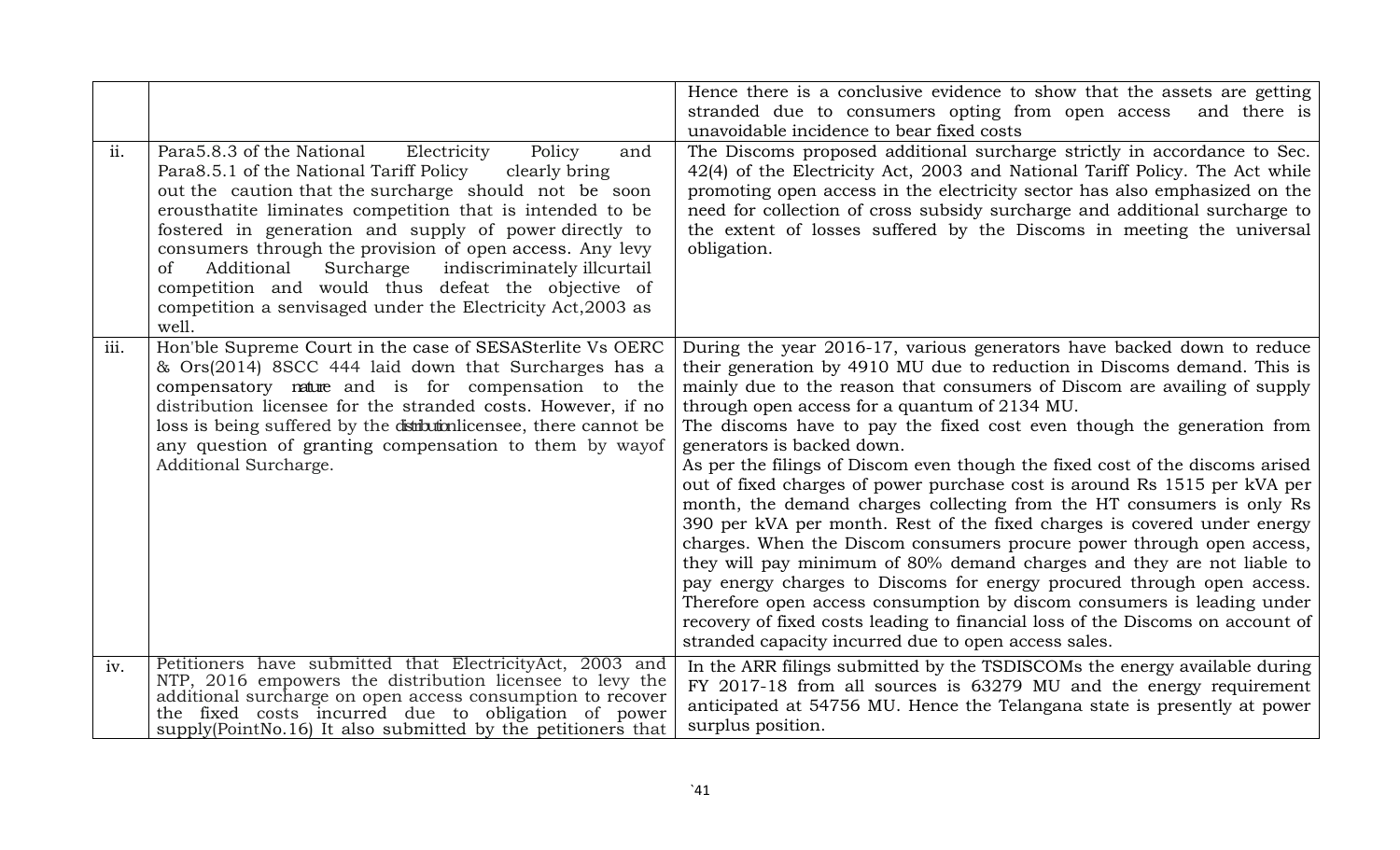| | | |
|---|---|---|
| | | Hence there is a conclusive evidence to show that the assets are getting stranded due to consumers opting from open access and there is unavoidable incidence to bear fixed costs |
| ii. | Para5.8.3 of the National Electricity Policy and Para8.5.1 of the National Tariff Policy clearly bring out the caution that the surcharge should not be soon erousthatite liminates competition that is intended to be fostered in generation and supply of power directly to consumers through the provision of open access. Any levy of Additional Surcharge indiscriminately illcurtail competition and would thus defeat the objective of competition a senvisaged under the Electricity Act,2003 as well. | The Discoms proposed additional surcharge strictly in accordance to Sec. 42(4) of the Electricity Act, 2003 and National Tariff Policy. The Act while promoting open access in the electricity sector has also emphasized on the need for collection of cross subsidy surcharge and additional surcharge to the extent of losses suffered by the Discoms in meeting the universal obligation. |
| iii. | Hon'ble Supreme Court in the case of SESASterlite Vs OERC & Ors(2014) 8SCC 444 laid down that Surcharges has a compensatory nature and is for compensation to the distribution licensee for the stranded costs. However, if no loss is being suffered by the distributionlicensee, there cannot be any question of granting compensation to them by wayof Additional Surcharge. | During the year 2016-17, various generators have backed down to reduce their generation by 4910 MU due to reduction in Discoms demand. This is mainly due to the reason that consumers of Discom are availing of supply through open access for a quantum of 2134 MU.<br>The discoms have to pay the fixed cost even though the generation from generators is backed down.<br>As per the filings of Discom even though the fixed cost of the discoms arised out of fixed charges of power purchase cost is around Rs 1515 per kVA per month, the demand charges collecting from the HT consumers is only Rs 390 per kVA per month. Rest of the fixed charges is covered under energy charges. When the Discom consumers procure power through open access, they will pay minimum of 80% demand charges and they are not liable to pay energy charges to Discoms for energy procured through open access. Therefore open access consumption by discom consumers is leading under recovery of fixed costs leading to financial loss of the Discoms on account of stranded capacity incurred due to open access sales. |
| iv. | Petitioners have submitted that ElectricityAct, 2003 and NTP, 2016 empowers the distribution licensee to levy the additional surcharge on open access consumption to recover the fixed costs incurred due to obligation of power supply(PointNo.16) It also submitted by the petitioners that | In the ARR filings submitted by the TSDISCOMs the energy available during FY 2017-18 from all sources is 63279 MU and the energy requirement anticipated at 54756 MU. Hence the Telangana state is presently at power surplus position. |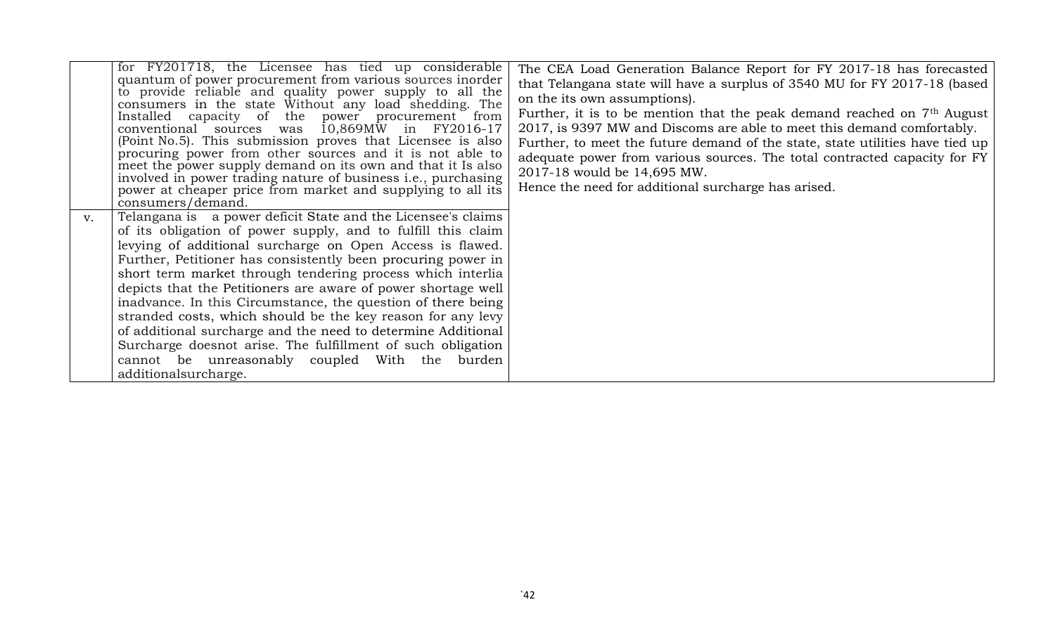| | | |
|---|---|---|
| | for FY201718, the Licensee has tied up considerable quantum of power procurement from various sources inorder to provide reliable and quality power supply to all the consumers in the state Without any load shedding. The Installed capacity of the power procurement from conventional sources was 10,869MW in FY2016-17 (Point No.5). This submission proves that Licensee is also procuring power from other sources and it is not able to meet the power supply demand on its own and that it Is also involved in power trading nature of business i.e., purchasing power at cheaper price from market and supplying to all its consumers/demand. | The CEA Load Generation Balance Report for FY 2017-18 has forecasted that Telangana state will have a surplus of 3540 MU for FY 2017-18 (based on the its own assumptions).<br>Further, it is to be mention that the peak demand reached on 7th August 2017, is 9397 MW and Discoms are able to meet this demand comfortably.<br>Further, to meet the future demand of the state, state utilities have tied up adequate power from various sources. The total contracted capacity for FY 2017-18 would be 14,695 MW.<br>Hence the need for additional surcharge has arised. |
| v. | Telangana is a power deficit State and the Licensee's claims of its obligation of power supply, and to fulfill this claim levying of additional surcharge on Open Access is flawed. Further, Petitioner has consistently been procuring power in short term market through tendering process which interlia depicts that the Petitioners are aware of power shortage well inadvance. In this Circumstance, the question of there being stranded costs, which should be the key reason for any levy of additional surcharge and the need to determine Additional Surcharge doesnot arise. The fulfillment of such obligation cannot be unreasonably coupled With the burden additionalsurcharge. | |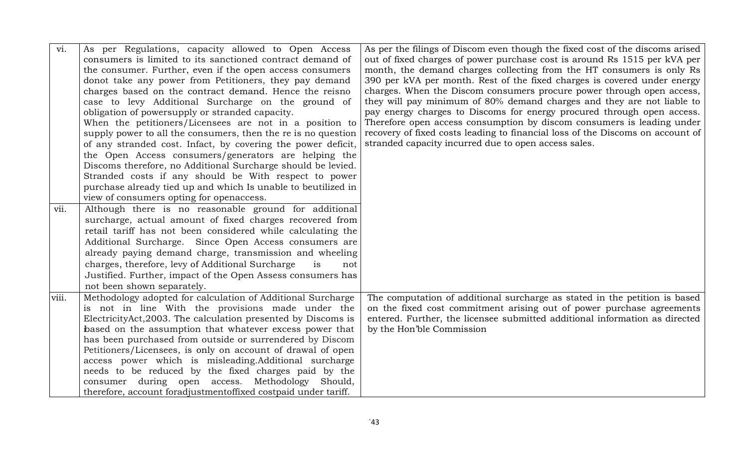| vi. | As per Regulations, capacity allowed to Open Access consumers is limited to its sanctioned contract demand of the consumer. Further, even if the open access consumers donot take any power from Petitioners, they pay demand charges based on the contract demand. Hence the reisno case to levy Additional Surcharge on the ground of obligation of powersupply or stranded capacity.<br>When the petitioners/Licensees are not in a position to supply power to all the consumers, then the re is no question of any stranded cost. Infact, by covering the power deficit, the Open Access consumers/generators are helping the Discoms therefore, no Additional Surcharge should be levied. Stranded costs if any should be With respect to power purchase already tied up and which Is unable to beutilized in view of consumers opting for openaccess. | As per the filings of Discom even though the fixed cost of the discoms arised out of fixed charges of power purchase cost is around Rs 1515 per kVA per month, the demand charges collecting from the HT consumers is only Rs 390 per kVA per month. Rest of the fixed charges is covered under energy charges. When the Discom consumers procure power through open access, they will pay minimum of 80% demand charges and they are not liable to pay energy charges to Discoms for energy procured through open access. Therefore open access consumption by discom consumers is leading under recovery of fixed costs leading to financial loss of the Discoms on account of stranded capacity incurred due to open access sales. |
|---|---|---|
| vii. | Although there is no reasonable ground for additional surcharge, actual amount of fixed charges recovered from retail tariff has not been considered while calculating the Additional Surcharge. Since Open Access consumers are already paying demand charge, transmission and wheeling charges, therefore, levy of Additional Surcharge is not Justified. Further, impact of the Open Assess consumers has not been shown separately. | |
| viii. | Methodology adopted for calculation of Additional Surcharge is not in line With the provisions made under the ElectricityAct,2003. The calculation presented by Discoms is based on the assumption that whatever excess power that has been purchased from outside or surrendered by Discom Petitioners/Licensees, is only on account of drawal of open access power which is misleading.Additional surcharge needs to be reduced by the fixed charges paid by the consumer during open access. Methodology Should, therefore, account foradjustmentoffixed costpaid under tariff. | The computation of additional surcharge as stated in the petition is based on the fixed cost commitment arising out of power purchase agreements entered. Further, the licensee submitted additional information as directed by the Hon'ble Commission |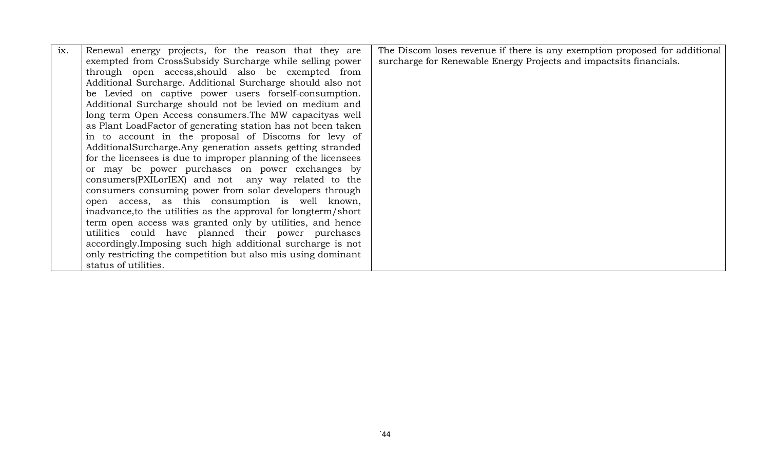| | | |
|---|---|---|
| ix. | Renewal energy projects, for the reason that they are exempted from CrossSubsidy Surcharge while selling power through open access,should also be exempted from Additional Surcharge. Additional Surcharge should also not be Levied on captive power users forself-consumption. Additional Surcharge should not be levied on medium and long term Open Access consumers.The MW capacityas well as Plant LoadFactor of generating station has not been taken in to account in the proposal of Discoms for levy of AdditionalSurcharge.Any generation assets getting stranded for the licensees is due to improper planning of the licensees or may be power purchases on power exchanges by consumers(PXILorIEX) and not any way related to the consumers consuming power from solar developers through open access, as this consumption is well known, inadvance,to the utilities as the approval for longterm/short term open access was granted only by utilities, and hence utilities could have planned their power purchases accordingly.Imposing such high additional surcharge is not only restricting the competition but also mis using dominant status of utilities. | The Discom loses revenue if there is any exemption proposed for additional surcharge for Renewable Energy Projects and impactsits financials. |